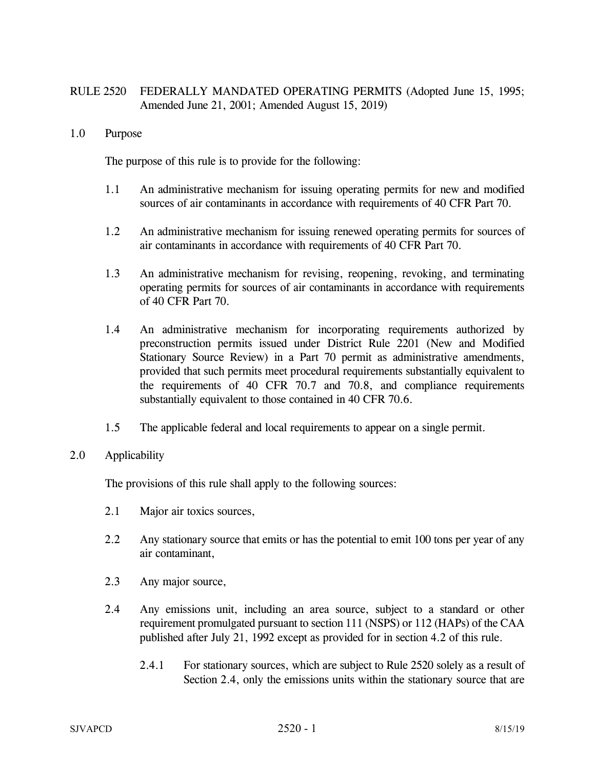# RULE 2520 FEDERALLY MANDATED OPERATING PERMITS (Adopted June 15, 1995; Amended June 21, 2001; Amended August 15, 2019)

## 1.0 Purpose

The purpose of this rule is to provide for the following:

1.1 An administrative mechanism for issuing operating permits for new and modified sources of air contaminants in accordance with requirements of 40 CFR Part 70.

1.2 An administrative mechanism for issuing renewed operating permits for sources of air contaminants in accordance with requirements of 40 CFR Part 70.

1.3 An administrative mechanism for revising, reopening, revoking, and terminating operating permits for sources of air contaminants in accordance with requirements of 40 CFR Part 70.

1.4 An administrative mechanism for incorporating requirements authorized by preconstruction permits issued under District Rule 2201 (New and Modified Stationary Source Review) in a Part 70 permit as administrative amendments, provided that such permits meet procedural requirements substantially equivalent to the requirements of 40 CFR 70.7 and 70.8, and compliance requirements substantially equivalent to those contained in 40 CFR 70.6.

1.5 The applicable federal and local requirements to appear on a single permit.

## 2.0 Applicability

The provisions of this rule shall apply to the following sources:

2.1 Major air toxics sources,

2.2 Any stationary source that emits or has the potential to emit 100 tons per year of any air contaminant,

2.3 Any major source,

2.4 Any emissions unit, including an area source, subject to a standard or other requirement promulgated pursuant to section 111 (NSPS) or 112 (HAPs) of the CAA published after July 21, 1992 except as provided for in section 4.2 of this rule.

2.4.1 For stationary sources, which are subject to Rule 2520 solely as a result of Section 2.4, only the emissions units within the stationary source that are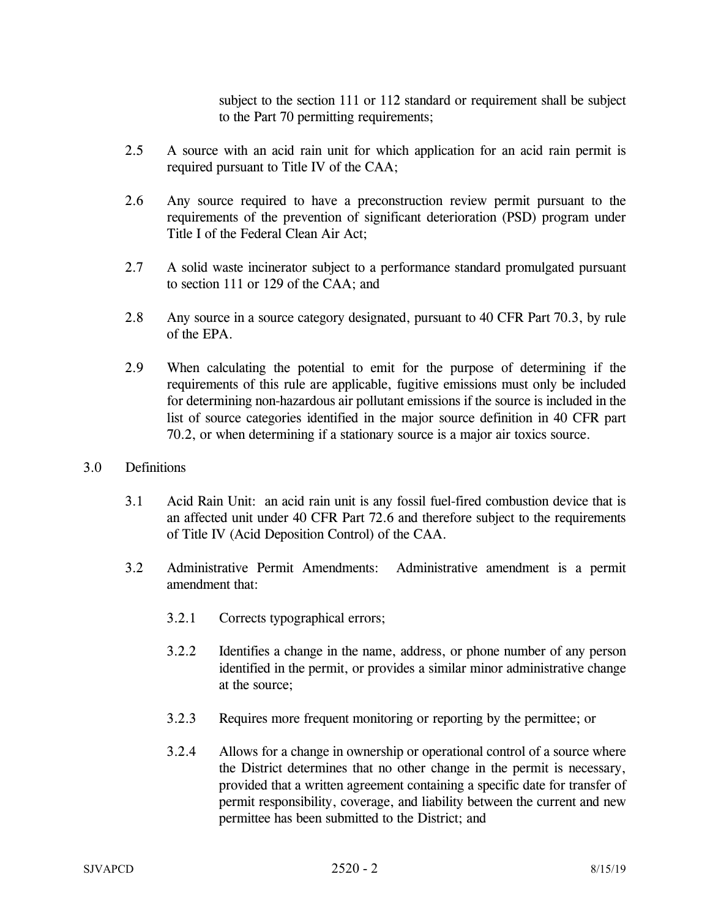subject to the section 111 or 112 standard or requirement shall be subject to the Part 70 permitting requirements;

2.5 A source with an acid rain unit for which application for an acid rain permit is required pursuant to Title IV of the CAA;

2.6 Any source required to have a preconstruction review permit pursuant to the requirements of the prevention of significant deterioration (PSD) program under Title I of the Federal Clean Air Act;

2.7 A solid waste incinerator subject to a performance standard promulgated pursuant to section 111 or 129 of the CAA; and

2.8 Any source in a source category designated, pursuant to 40 CFR Part 70.3, by rule of the EPA.

2.9 When calculating the potential to emit for the purpose of determining if the requirements of this rule are applicable, fugitive emissions must only be included for determining non-hazardous air pollutant emissions if the source is included in the list of source categories identified in the major source definition in 40 CFR part 70.2, or when determining if a stationary source is a major air toxics source.

## 3.0 Definitions

3.1 Acid Rain Unit: an acid rain unit is any fossil fuel-fired combustion device that is an affected unit under 40 CFR Part 72.6 and therefore subject to the requirements of Title IV (Acid Deposition Control) of the CAA.

3.2 Administrative Permit Amendments: Administrative amendment is a permit amendment that:

3.2.1 Corrects typographical errors;

3.2.2 Identifies a change in the name, address, or phone number of any person identified in the permit, or provides a similar minor administrative change at the source;

3.2.3 Requires more frequent monitoring or reporting by the permittee; or

3.2.4 Allows for a change in ownership or operational control of a source where the District determines that no other change in the permit is necessary, provided that a written agreement containing a specific date for transfer of permit responsibility, coverage, and liability between the current and new permittee has been submitted to the District; and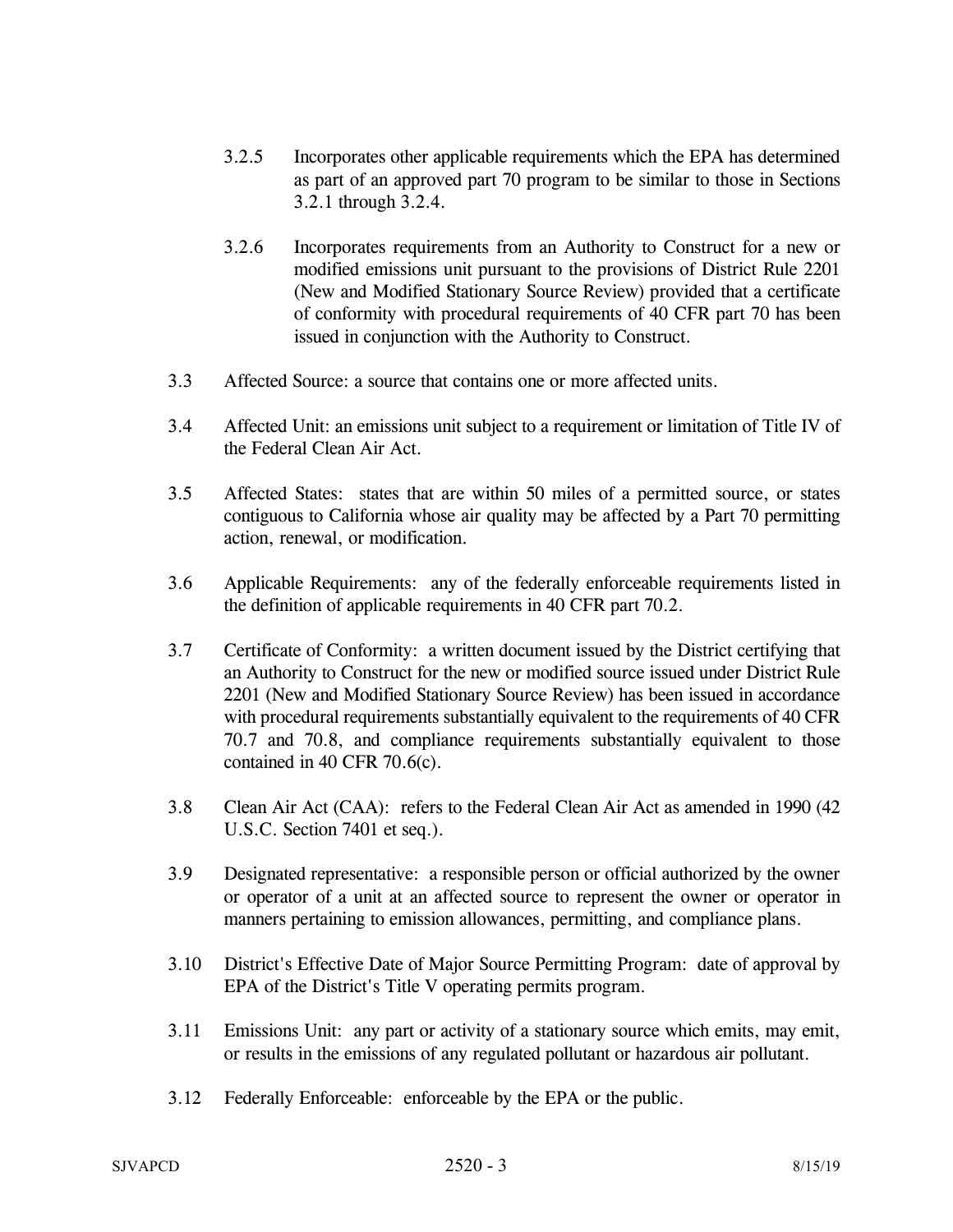3.2.5 Incorporates other applicable requirements which the EPA has determined as part of an approved part 70 program to be similar to those in Sections 3.2.1 through 3.2.4.

3.2.6 Incorporates requirements from an Authority to Construct for a new or modified emissions unit pursuant to the provisions of District Rule 2201 (New and Modified Stationary Source Review) provided that a certificate of conformity with procedural requirements of 40 CFR part 70 has been issued in conjunction with the Authority to Construct.

3.3 Affected Source: a source that contains one or more affected units.

3.4 Affected Unit: an emissions unit subject to a requirement or limitation of Title IV of the Federal Clean Air Act.

3.5 Affected States: states that are within 50 miles of a permitted source, or states contiguous to California whose air quality may be affected by a Part 70 permitting action, renewal, or modification.

3.6 Applicable Requirements: any of the federally enforceable requirements listed in the definition of applicable requirements in 40 CFR part 70.2.

3.7 Certificate of Conformity: a written document issued by the District certifying that an Authority to Construct for the new or modified source issued under District Rule 2201 (New and Modified Stationary Source Review) has been issued in accordance with procedural requirements substantially equivalent to the requirements of 40 CFR 70.7 and 70.8, and compliance requirements substantially equivalent to those contained in 40 CFR 70.6(c).

3.8 Clean Air Act (CAA): refers to the Federal Clean Air Act as amended in 1990 (42 U.S.C. Section 7401 et seq.).

3.9 Designated representative: a responsible person or official authorized by the owner or operator of a unit at an affected source to represent the owner or operator in manners pertaining to emission allowances, permitting, and compliance plans.

3.10 District's Effective Date of Major Source Permitting Program: date of approval by EPA of the District's Title V operating permits program.

3.11 Emissions Unit: any part or activity of a stationary source which emits, may emit, or results in the emissions of any regulated pollutant or hazardous air pollutant.

3.12 Federally Enforceable: enforceable by the EPA or the public.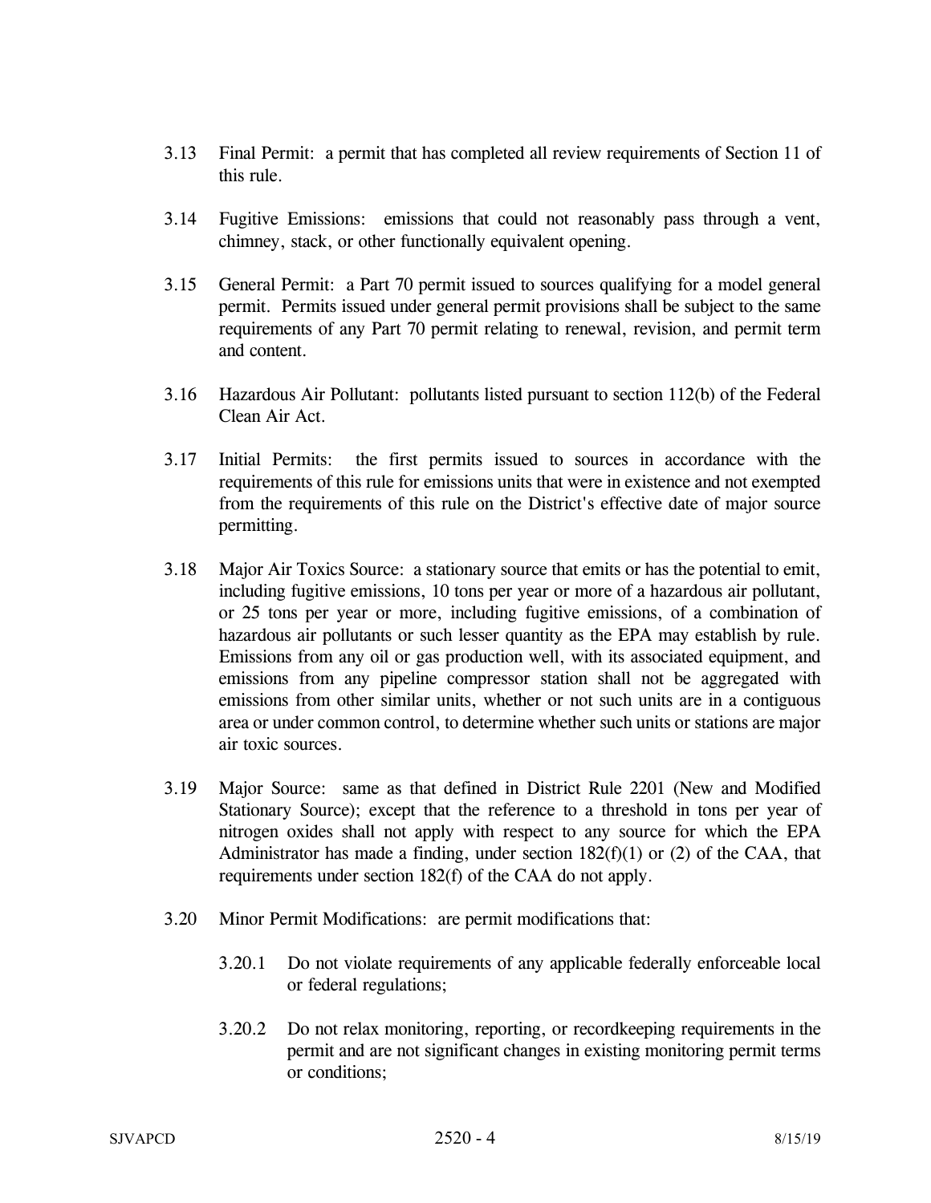3.13 Final Permit: a permit that has completed all review requirements of Section 11 of this rule.

3.14 Fugitive Emissions: emissions that could not reasonably pass through a vent, chimney, stack, or other functionally equivalent opening.

3.15 General Permit: a Part 70 permit issued to sources qualifying for a model general permit. Permits issued under general permit provisions shall be subject to the same requirements of any Part 70 permit relating to renewal, revision, and permit term and content.

3.16 Hazardous Air Pollutant: pollutants listed pursuant to section 112(b) of the Federal Clean Air Act.

3.17 Initial Permits: the first permits issued to sources in accordance with the requirements of this rule for emissions units that were in existence and not exempted from the requirements of this rule on the District's effective date of major source permitting.

3.18 Major Air Toxics Source: a stationary source that emits or has the potential to emit, including fugitive emissions, 10 tons per year or more of a hazardous air pollutant, or 25 tons per year or more, including fugitive emissions, of a combination of hazardous air pollutants or such lesser quantity as the EPA may establish by rule. Emissions from any oil or gas production well, with its associated equipment, and emissions from any pipeline compressor station shall not be aggregated with emissions from other similar units, whether or not such units are in a contiguous area or under common control, to determine whether such units or stations are major air toxic sources.

3.19 Major Source: same as that defined in District Rule 2201 (New and Modified Stationary Source); except that the reference to a threshold in tons per year of nitrogen oxides shall not apply with respect to any source for which the EPA Administrator has made a finding, under section 182(f)(1) or (2) of the CAA, that requirements under section 182(f) of the CAA do not apply.

3.20 Minor Permit Modifications: are permit modifications that:

3.20.1 Do not violate requirements of any applicable federally enforceable local or federal regulations;

3.20.2 Do not relax monitoring, reporting, or recordkeeping requirements in the permit and are not significant changes in existing monitoring permit terms or conditions;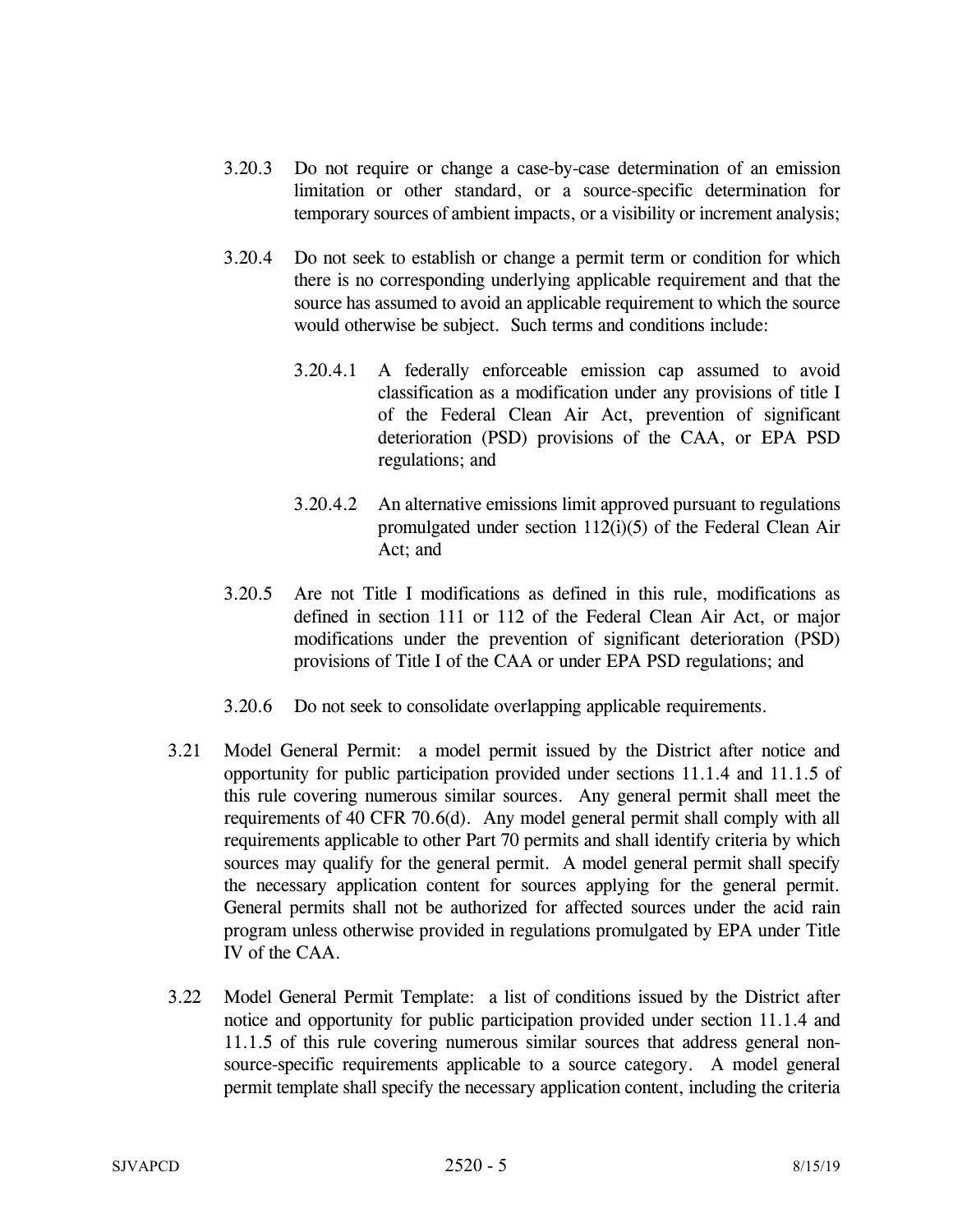3.20.3 Do not require or change a case-by-case determination of an emission limitation or other standard, or a source-specific determination for temporary sources of ambient impacts, or a visibility or increment analysis;

3.20.4 Do not seek to establish or change a permit term or condition for which there is no corresponding underlying applicable requirement and that the source has assumed to avoid an applicable requirement to which the source would otherwise be subject. Such terms and conditions include:

3.20.4.1 A federally enforceable emission cap assumed to avoid classification as a modification under any provisions of title I of the Federal Clean Air Act, prevention of significant deterioration (PSD) provisions of the CAA, or EPA PSD regulations; and

3.20.4.2 An alternative emissions limit approved pursuant to regulations promulgated under section 112(i)(5) of the Federal Clean Air Act; and

3.20.5 Are not Title I modifications as defined in this rule, modifications as defined in section 111 or 112 of the Federal Clean Air Act, or major modifications under the prevention of significant deterioration (PSD) provisions of Title I of the CAA or under EPA PSD regulations; and

3.20.6 Do not seek to consolidate overlapping applicable requirements.

3.21 Model General Permit: a model permit issued by the District after notice and opportunity for public participation provided under sections 11.1.4 and 11.1.5 of this rule covering numerous similar sources. Any general permit shall meet the requirements of 40 CFR 70.6(d). Any model general permit shall comply with all requirements applicable to other Part 70 permits and shall identify criteria by which sources may qualify for the general permit. A model general permit shall specify the necessary application content for sources applying for the general permit. General permits shall not be authorized for affected sources under the acid rain program unless otherwise provided in regulations promulgated by EPA under Title IV of the CAA.

3.22 Model General Permit Template: a list of conditions issued by the District after notice and opportunity for public participation provided under section 11.1.4 and 11.1.5 of this rule covering numerous similar sources that address general non-source-specific requirements applicable to a source category. A model general permit template shall specify the necessary application content, including the criteria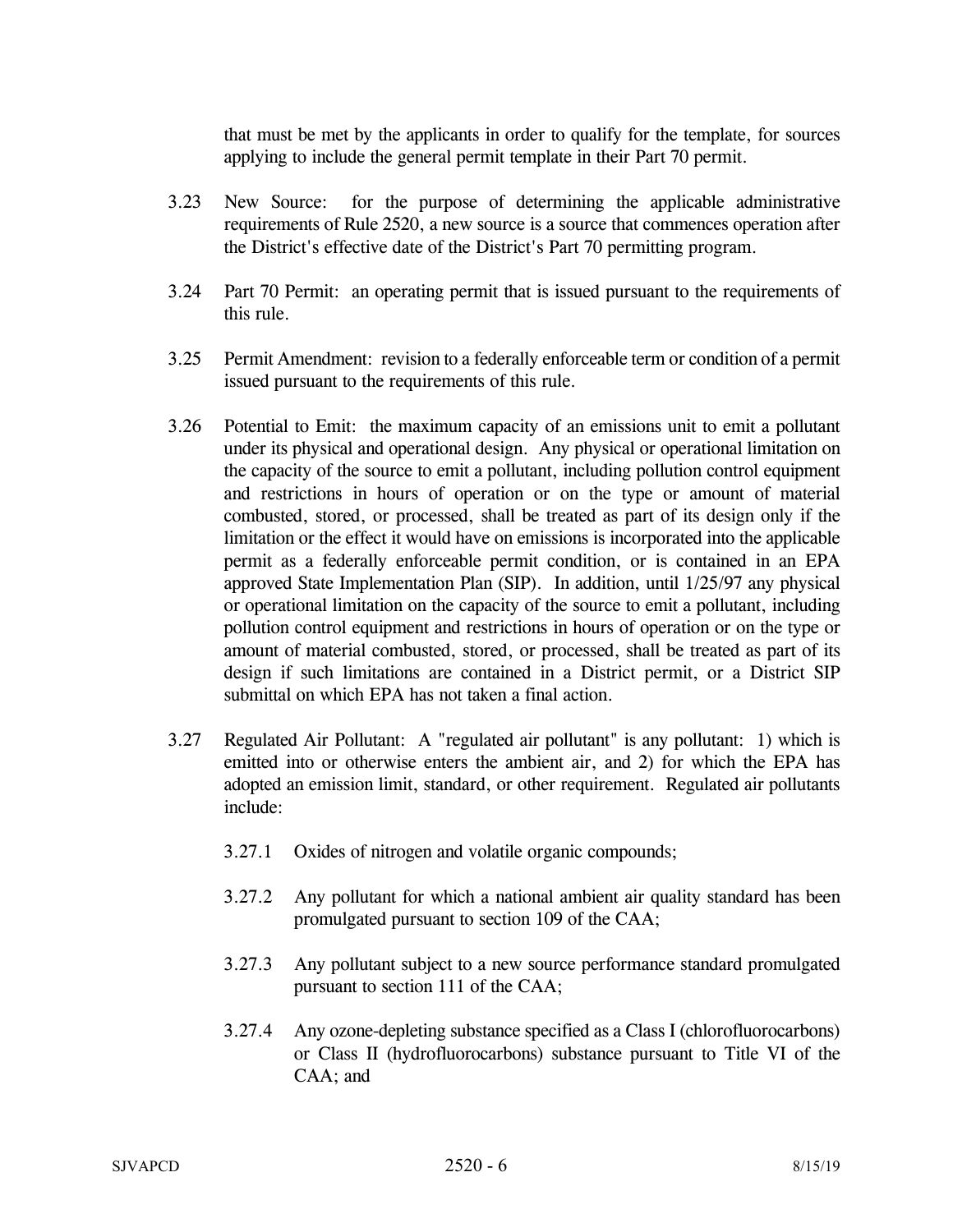that must be met by the applicants in order to qualify for the template, for sources applying to include the general permit template in their Part 70 permit.

3.23 New Source: for the purpose of determining the applicable administrative requirements of Rule 2520, a new source is a source that commences operation after the District's effective date of the District's Part 70 permitting program.

3.24 Part 70 Permit: an operating permit that is issued pursuant to the requirements of this rule.

3.25 Permit Amendment: revision to a federally enforceable term or condition of a permit issued pursuant to the requirements of this rule.

3.26 Potential to Emit: the maximum capacity of an emissions unit to emit a pollutant under its physical and operational design. Any physical or operational limitation on the capacity of the source to emit a pollutant, including pollution control equipment and restrictions in hours of operation or on the type or amount of material combusted, stored, or processed, shall be treated as part of its design only if the limitation or the effect it would have on emissions is incorporated into the applicable permit as a federally enforceable permit condition, or is contained in an EPA approved State Implementation Plan (SIP). In addition, until 1/25/97 any physical or operational limitation on the capacity of the source to emit a pollutant, including pollution control equipment and restrictions in hours of operation or on the type or amount of material combusted, stored, or processed, shall be treated as part of its design if such limitations are contained in a District permit, or a District SIP submittal on which EPA has not taken a final action.

3.27 Regulated Air Pollutant: A "regulated air pollutant" is any pollutant: 1) which is emitted into or otherwise enters the ambient air, and 2) for which the EPA has adopted an emission limit, standard, or other requirement. Regulated air pollutants include:

3.27.1 Oxides of nitrogen and volatile organic compounds;

3.27.2 Any pollutant for which a national ambient air quality standard has been promulgated pursuant to section 109 of the CAA;

3.27.3 Any pollutant subject to a new source performance standard promulgated pursuant to section 111 of the CAA;

3.27.4 Any ozone-depleting substance specified as a Class I (chlorofluorocarbons) or Class II (hydrofluorocarbons) substance pursuant to Title VI of the CAA; and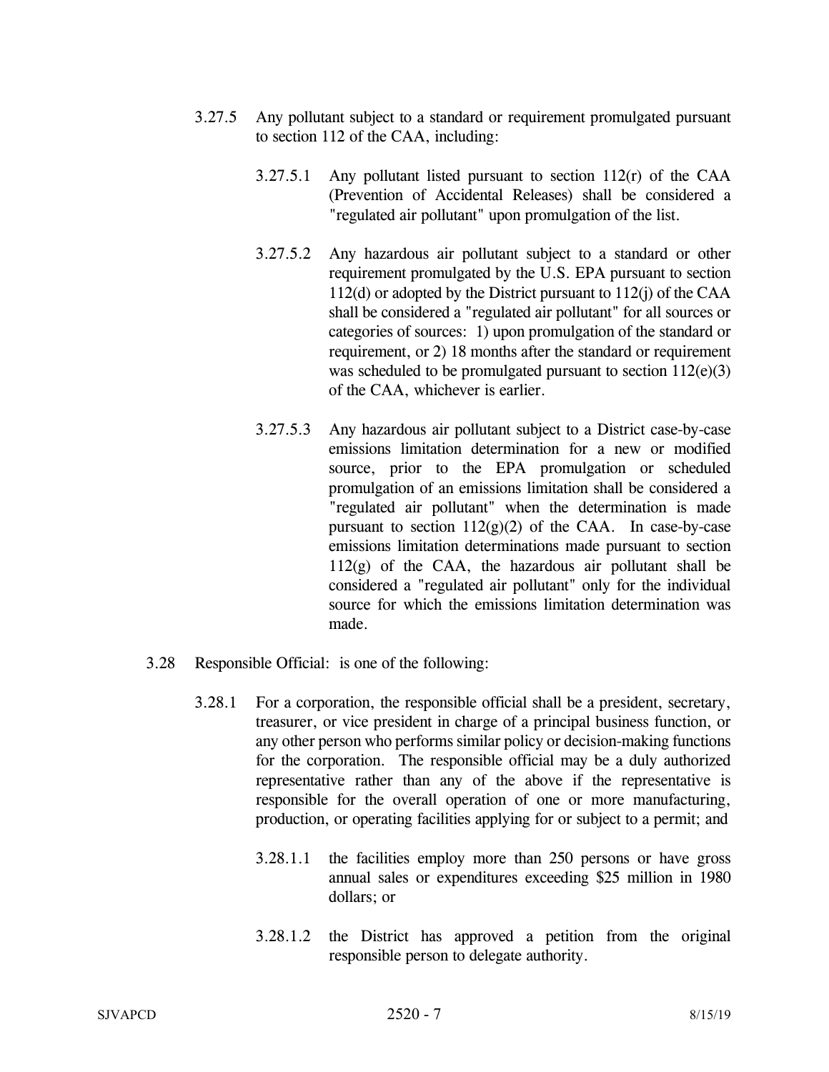3.27.5 Any pollutant subject to a standard or requirement promulgated pursuant to section 112 of the CAA, including:

3.27.5.1 Any pollutant listed pursuant to section 112(r) of the CAA (Prevention of Accidental Releases) shall be considered a "regulated air pollutant" upon promulgation of the list.

3.27.5.2 Any hazardous air pollutant subject to a standard or other requirement promulgated by the U.S. EPA pursuant to section 112(d) or adopted by the District pursuant to 112(j) of the CAA shall be considered a "regulated air pollutant" for all sources or categories of sources: 1) upon promulgation of the standard or requirement, or 2) 18 months after the standard or requirement was scheduled to be promulgated pursuant to section 112(e)(3) of the CAA, whichever is earlier.

3.27.5.3 Any hazardous air pollutant subject to a District case-by-case emissions limitation determination for a new or modified source, prior to the EPA promulgation or scheduled promulgation of an emissions limitation shall be considered a "regulated air pollutant" when the determination is made pursuant to section 112(g)(2) of the CAA. In case-by-case emissions limitation determinations made pursuant to section 112(g) of the CAA, the hazardous air pollutant shall be considered a "regulated air pollutant" only for the individual source for which the emissions limitation determination was made.

3.28 Responsible Official: is one of the following:

3.28.1 For a corporation, the responsible official shall be a president, secretary, treasurer, or vice president in charge of a principal business function, or any other person who performs similar policy or decision-making functions for the corporation. The responsible official may be a duly authorized representative rather than any of the above if the representative is responsible for the overall operation of one or more manufacturing, production, or operating facilities applying for or subject to a permit; and

3.28.1.1 the facilities employ more than 250 persons or have gross annual sales or expenditures exceeding $25 million in 1980 dollars; or

3.28.1.2 the District has approved a petition from the original responsible person to delegate authority.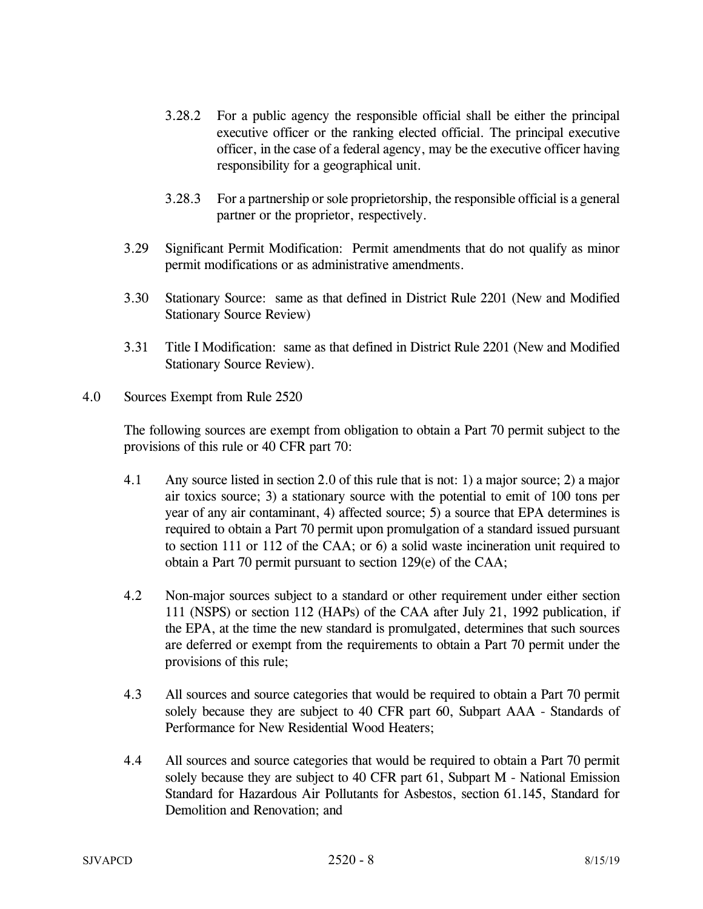3.28.2 For a public agency the responsible official shall be either the principal executive officer or the ranking elected official. The principal executive officer, in the case of a federal agency, may be the executive officer having responsibility for a geographical unit.

3.28.3 For a partnership or sole proprietorship, the responsible official is a general partner or the proprietor, respectively.

3.29 Significant Permit Modification: Permit amendments that do not qualify as minor permit modifications or as administrative amendments.

3.30 Stationary Source: same as that defined in District Rule 2201 (New and Modified Stationary Source Review)

3.31 Title I Modification: same as that defined in District Rule 2201 (New and Modified Stationary Source Review).

## 4.0 Sources Exempt from Rule 2520

The following sources are exempt from obligation to obtain a Part 70 permit subject to the provisions of this rule or 40 CFR part 70:

4.1 Any source listed in section 2.0 of this rule that is not: 1) a major source; 2) a major air toxics source; 3) a stationary source with the potential to emit of 100 tons per year of any air contaminant, 4) affected source; 5) a source that EPA determines is required to obtain a Part 70 permit upon promulgation of a standard issued pursuant to section 111 or 112 of the CAA; or 6) a solid waste incineration unit required to obtain a Part 70 permit pursuant to section 129(e) of the CAA;

4.2 Non-major sources subject to a standard or other requirement under either section 111 (NSPS) or section 112 (HAPs) of the CAA after July 21, 1992 publication, if the EPA, at the time the new standard is promulgated, determines that such sources are deferred or exempt from the requirements to obtain a Part 70 permit under the provisions of this rule;

4.3 All sources and source categories that would be required to obtain a Part 70 permit solely because they are subject to 40 CFR part 60, Subpart AAA - Standards of Performance for New Residential Wood Heaters;

4.4 All sources and source categories that would be required to obtain a Part 70 permit solely because they are subject to 40 CFR part 61, Subpart M - National Emission Standard for Hazardous Air Pollutants for Asbestos, section 61.145, Standard for Demolition and Renovation; and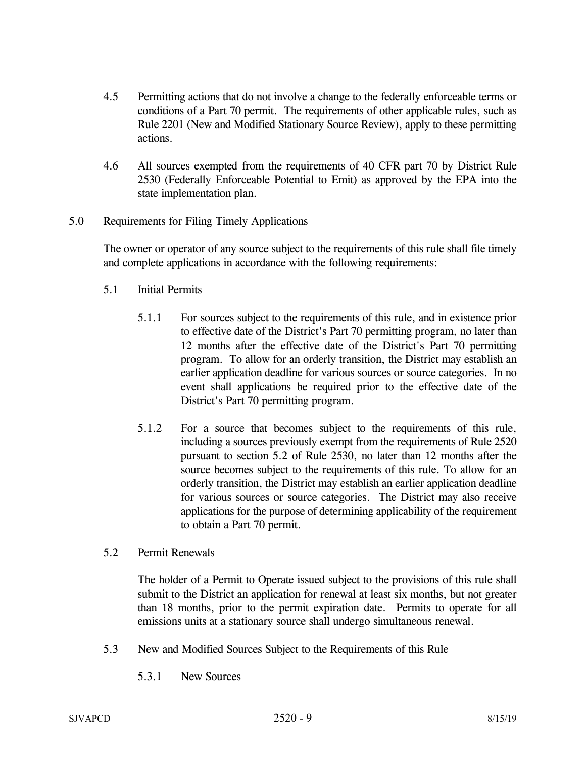4.5 Permitting actions that do not involve a change to the federally enforceable terms or conditions of a Part 70 permit. The requirements of other applicable rules, such as Rule 2201 (New and Modified Stationary Source Review), apply to these permitting actions.

4.6 All sources exempted from the requirements of 40 CFR part 70 by District Rule 2530 (Federally Enforceable Potential to Emit) as approved by the EPA into the state implementation plan.

## 5.0 Requirements for Filing Timely Applications

The owner or operator of any source subject to the requirements of this rule shall file timely and complete applications in accordance with the following requirements:

### 5.1 Initial Permits

5.1.1 For sources subject to the requirements of this rule, and in existence prior to effective date of the District's Part 70 permitting program, no later than 12 months after the effective date of the District's Part 70 permitting program. To allow for an orderly transition, the District may establish an earlier application deadline for various sources or source categories. In no event shall applications be required prior to the effective date of the District's Part 70 permitting program.

5.1.2 For a source that becomes subject to the requirements of this rule, including a sources previously exempt from the requirements of Rule 2520 pursuant to section 5.2 of Rule 2530, no later than 12 months after the source becomes subject to the requirements of this rule. To allow for an orderly transition, the District may establish an earlier application deadline for various sources or source categories. The District may also receive applications for the purpose of determining applicability of the requirement to obtain a Part 70 permit.

### 5.2 Permit Renewals

The holder of a Permit to Operate issued subject to the provisions of this rule shall submit to the District an application for renewal at least six months, but not greater than 18 months, prior to the permit expiration date. Permits to operate for all emissions units at a stationary source shall undergo simultaneous renewal.

### 5.3 New and Modified Sources Subject to the Requirements of this Rule

5.3.1 New Sources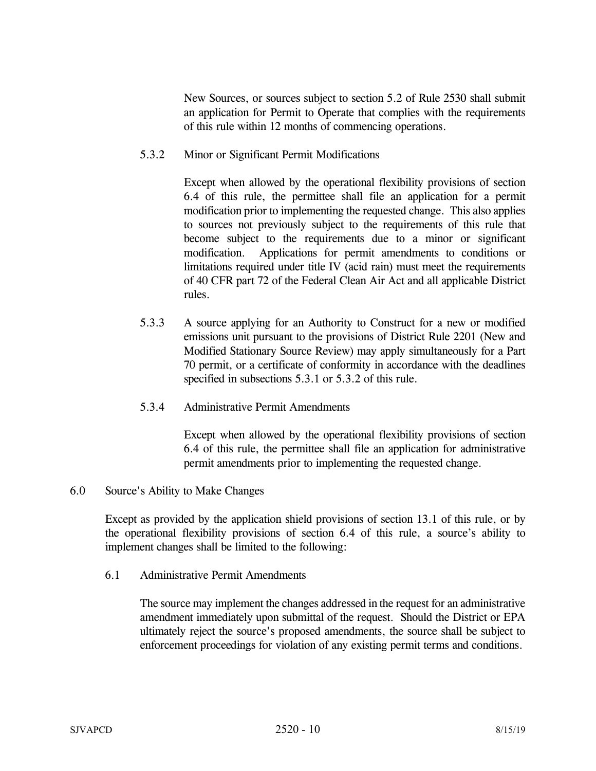New Sources, or sources subject to section 5.2 of Rule 2530 shall submit an application for Permit to Operate that complies with the requirements of this rule within 12 months of commencing operations.

5.3.2 Minor or Significant Permit Modifications

Except when allowed by the operational flexibility provisions of section 6.4 of this rule, the permittee shall file an application for a permit modification prior to implementing the requested change. This also applies to sources not previously subject to the requirements of this rule that become subject to the requirements due to a minor or significant modification. Applications for permit amendments to conditions or limitations required under title IV (acid rain) must meet the requirements of 40 CFR part 72 of the Federal Clean Air Act and all applicable District rules.

5.3.3 A source applying for an Authority to Construct for a new or modified emissions unit pursuant to the provisions of District Rule 2201 (New and Modified Stationary Source Review) may apply simultaneously for a Part 70 permit, or a certificate of conformity in accordance with the deadlines specified in subsections 5.3.1 or 5.3.2 of this rule.

5.3.4 Administrative Permit Amendments

Except when allowed by the operational flexibility provisions of section 6.4 of this rule, the permittee shall file an application for administrative permit amendments prior to implementing the requested change.

## 6.0 Source's Ability to Make Changes

Except as provided by the application shield provisions of section 13.1 of this rule, or by the operational flexibility provisions of section 6.4 of this rule, a source's ability to implement changes shall be limited to the following:

6.1 Administrative Permit Amendments

The source may implement the changes addressed in the request for an administrative amendment immediately upon submittal of the request. Should the District or EPA ultimately reject the source's proposed amendments, the source shall be subject to enforcement proceedings for violation of any existing permit terms and conditions.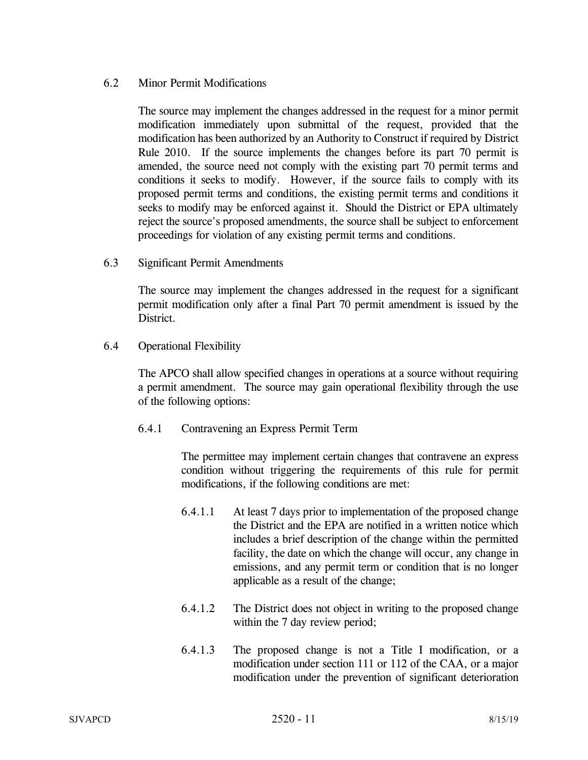### 6.2 Minor Permit Modifications

The source may implement the changes addressed in the request for a minor permit modification immediately upon submittal of the request, provided that the modification has been authorized by an Authority to Construct if required by District Rule 2010. If the source implements the changes before its part 70 permit is amended, the source need not comply with the existing part 70 permit terms and conditions it seeks to modify. However, if the source fails to comply with its proposed permit terms and conditions, the existing permit terms and conditions it seeks to modify may be enforced against it. Should the District or EPA ultimately reject the source's proposed amendments, the source shall be subject to enforcement proceedings for violation of any existing permit terms and conditions.

### 6.3 Significant Permit Amendments

The source may implement the changes addressed in the request for a significant permit modification only after a final Part 70 permit amendment is issued by the District.

### 6.4 Operational Flexibility

The APCO shall allow specified changes in operations at a source without requiring a permit amendment. The source may gain operational flexibility through the use of the following options:

#### 6.4.1 Contravening an Express Permit Term

The permittee may implement certain changes that contravene an express condition without triggering the requirements of this rule for permit modifications, if the following conditions are met:

6.4.1.1 At least 7 days prior to implementation of the proposed change the District and the EPA are notified in a written notice which includes a brief description of the change within the permitted facility, the date on which the change will occur, any change in emissions, and any permit term or condition that is no longer applicable as a result of the change;

6.4.1.2 The District does not object in writing to the proposed change within the 7 day review period;

6.4.1.3 The proposed change is not a Title I modification, or a modification under section 111 or 112 of the CAA, or a major modification under the prevention of significant deterioration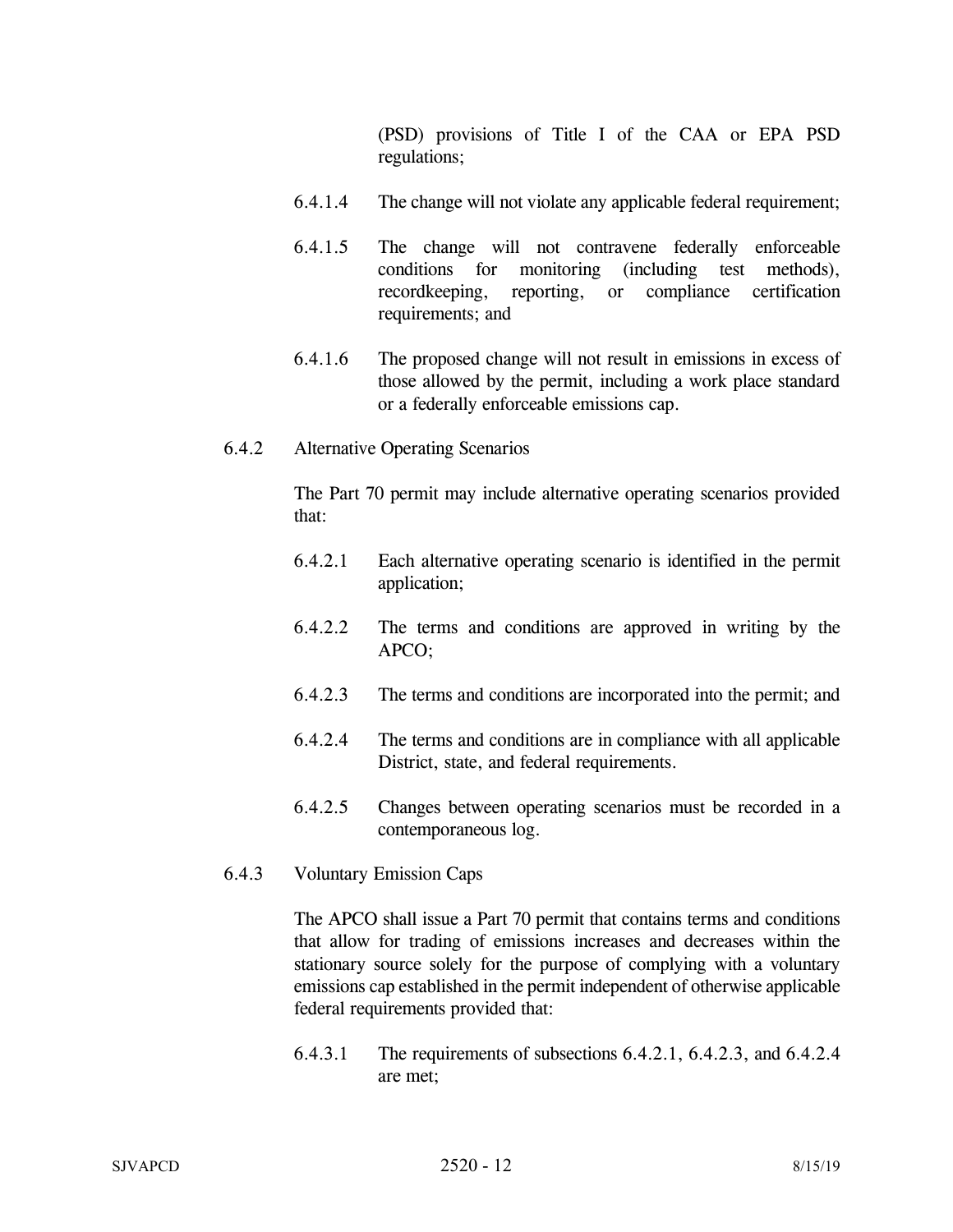(PSD) provisions of Title I of the CAA or EPA PSD regulations;

6.4.1.4 The change will not violate any applicable federal requirement;

6.4.1.5 The change will not contravene federally enforceable conditions for monitoring (including test methods), recordkeeping, reporting, or compliance certification requirements; and

6.4.1.6 The proposed change will not result in emissions in excess of those allowed by the permit, including a work place standard or a federally enforceable emissions cap.

6.4.2 Alternative Operating Scenarios

The Part 70 permit may include alternative operating scenarios provided that:

6.4.2.1 Each alternative operating scenario is identified in the permit application;

6.4.2.2 The terms and conditions are approved in writing by the APCO;

6.4.2.3 The terms and conditions are incorporated into the permit; and

6.4.2.4 The terms and conditions are in compliance with all applicable District, state, and federal requirements.

6.4.2.5 Changes between operating scenarios must be recorded in a contemporaneous log.

6.4.3 Voluntary Emission Caps

The APCO shall issue a Part 70 permit that contains terms and conditions that allow for trading of emissions increases and decreases within the stationary source solely for the purpose of complying with a voluntary emissions cap established in the permit independent of otherwise applicable federal requirements provided that:

6.4.3.1 The requirements of subsections 6.4.2.1, 6.4.2.3, and 6.4.2.4 are met;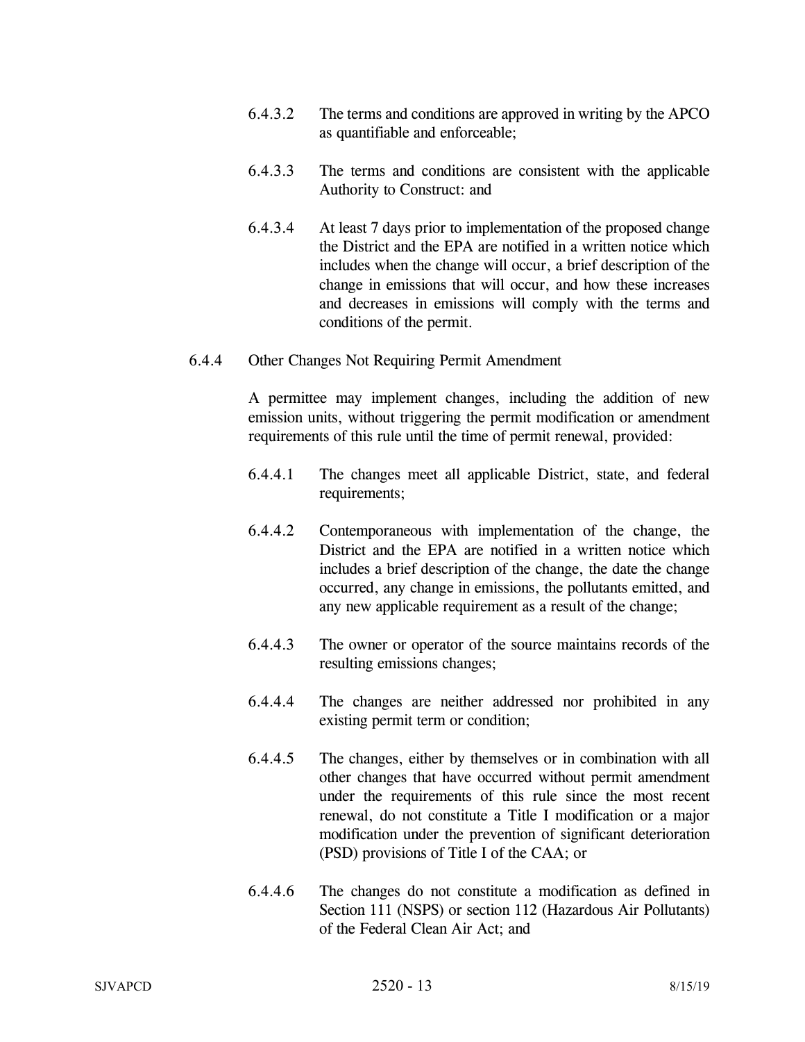6.4.3.2 The terms and conditions are approved in writing by the APCO as quantifiable and enforceable;

6.4.3.3 The terms and conditions are consistent with the applicable Authority to Construct: and

6.4.3.4 At least 7 days prior to implementation of the proposed change the District and the EPA are notified in a written notice which includes when the change will occur, a brief description of the change in emissions that will occur, and how these increases and decreases in emissions will comply with the terms and conditions of the permit.

6.4.4 Other Changes Not Requiring Permit Amendment

A permittee may implement changes, including the addition of new emission units, without triggering the permit modification or amendment requirements of this rule until the time of permit renewal, provided:

6.4.4.1 The changes meet all applicable District, state, and federal requirements;

6.4.4.2 Contemporaneous with implementation of the change, the District and the EPA are notified in a written notice which includes a brief description of the change, the date the change occurred, any change in emissions, the pollutants emitted, and any new applicable requirement as a result of the change;

6.4.4.3 The owner or operator of the source maintains records of the resulting emissions changes;

6.4.4.4 The changes are neither addressed nor prohibited in any existing permit term or condition;

6.4.4.5 The changes, either by themselves or in combination with all other changes that have occurred without permit amendment under the requirements of this rule since the most recent renewal, do not constitute a Title I modification or a major modification under the prevention of significant deterioration (PSD) provisions of Title I of the CAA; or

6.4.4.6 The changes do not constitute a modification as defined in Section 111 (NSPS) or section 112 (Hazardous Air Pollutants) of the Federal Clean Air Act; and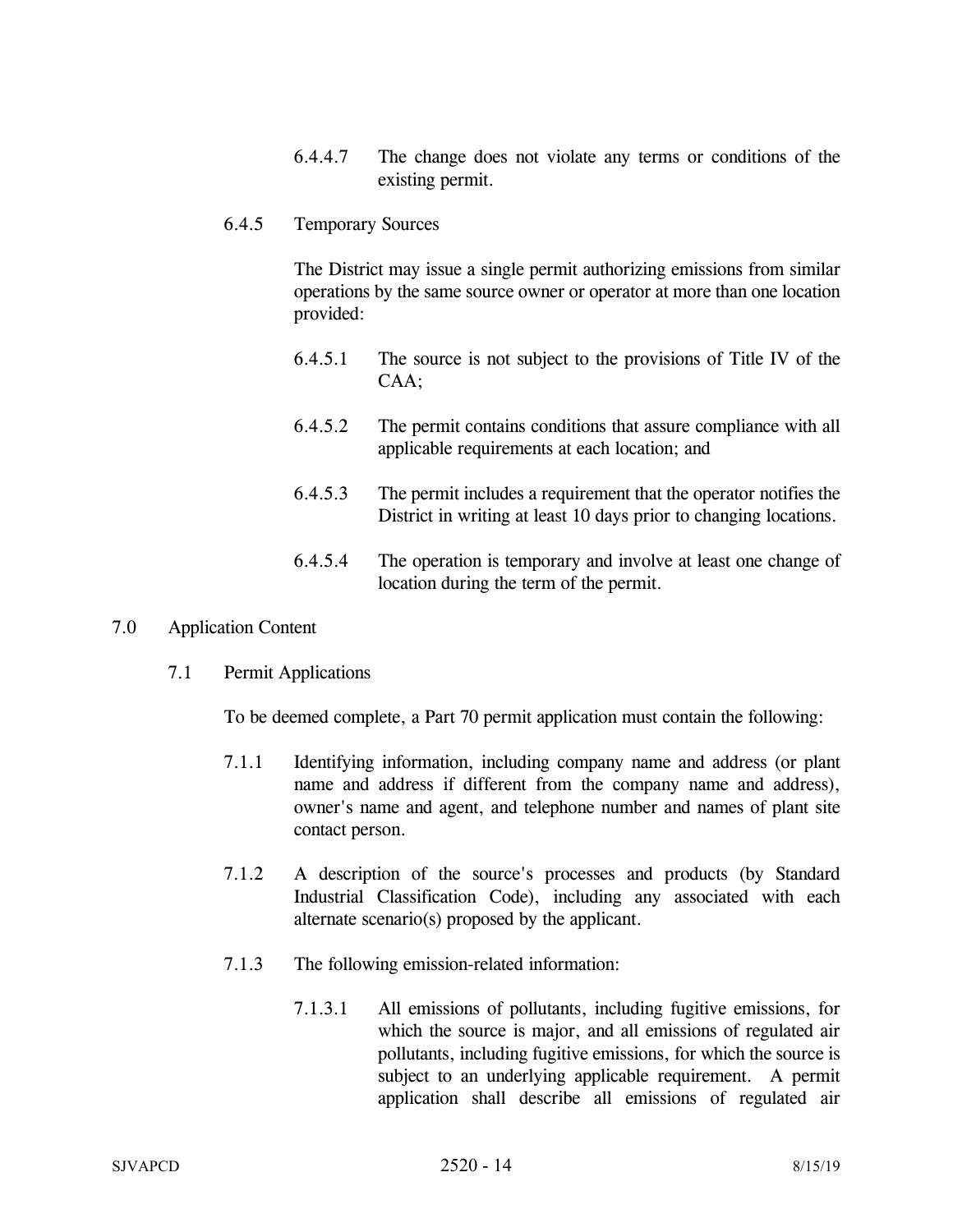6.4.4.7 The change does not violate any terms or conditions of the existing permit.

6.4.5 Temporary Sources

The District may issue a single permit authorizing emissions from similar operations by the same source owner or operator at more than one location provided:

6.4.5.1 The source is not subject to the provisions of Title IV of the CAA;

6.4.5.2 The permit contains conditions that assure compliance with all applicable requirements at each location; and

6.4.5.3 The permit includes a requirement that the operator notifies the District in writing at least 10 days prior to changing locations.

6.4.5.4 The operation is temporary and involve at least one change of location during the term of the permit.

## 7.0 Application Content

### 7.1 Permit Applications

To be deemed complete, a Part 70 permit application must contain the following:

7.1.1 Identifying information, including company name and address (or plant name and address if different from the company name and address), owner's name and agent, and telephone number and names of plant site contact person.

7.1.2 A description of the source's processes and products (by Standard Industrial Classification Code), including any associated with each alternate scenario(s) proposed by the applicant.

7.1.3 The following emission-related information:

7.1.3.1 All emissions of pollutants, including fugitive emissions, for which the source is major, and all emissions of regulated air pollutants, including fugitive emissions, for which the source is subject to an underlying applicable requirement. A permit application shall describe all emissions of regulated air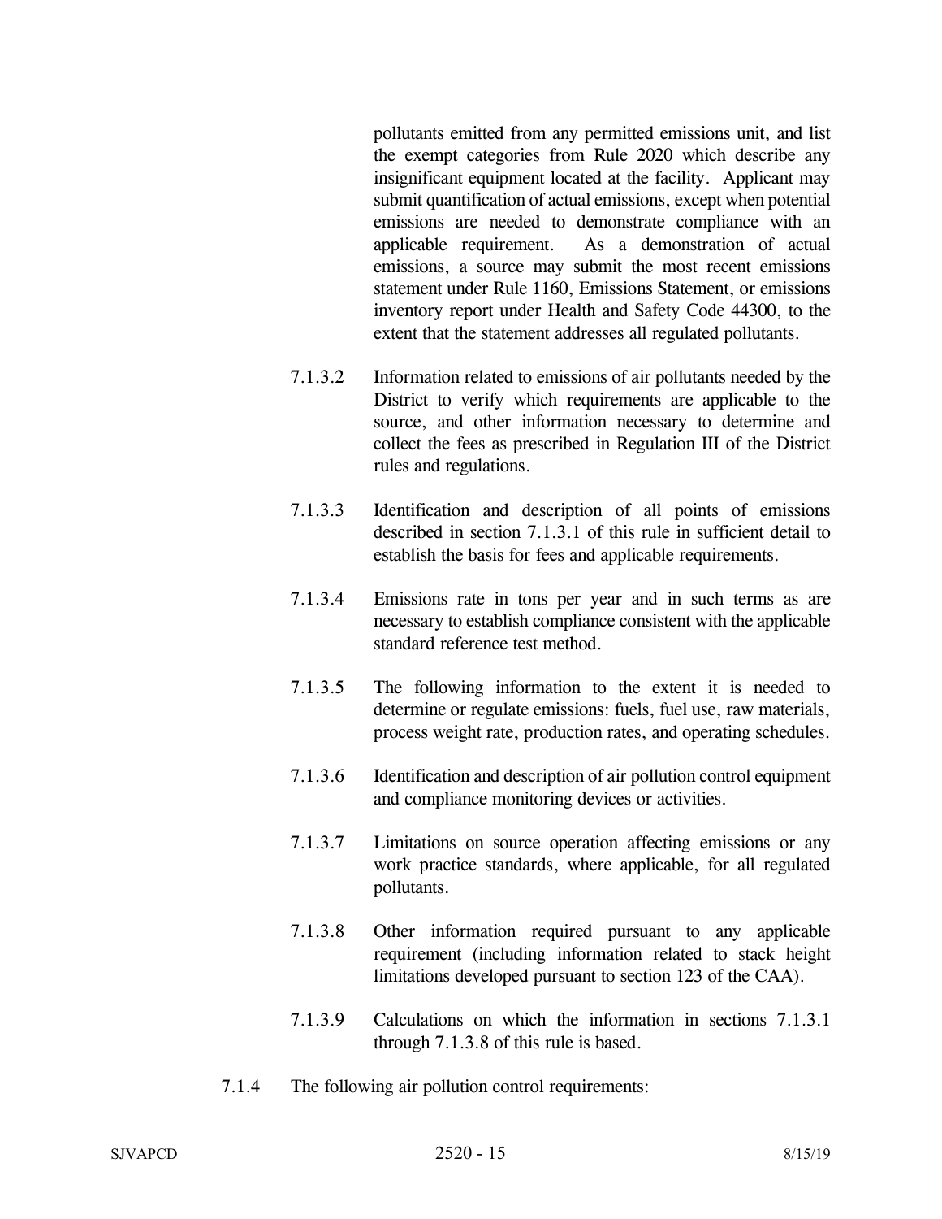pollutants emitted from any permitted emissions unit, and list the exempt categories from Rule 2020 which describe any insignificant equipment located at the facility. Applicant may submit quantification of actual emissions, except when potential emissions are needed to demonstrate compliance with an applicable requirement. As a demonstration of actual emissions, a source may submit the most recent emissions statement under Rule 1160, Emissions Statement, or emissions inventory report under Health and Safety Code 44300, to the extent that the statement addresses all regulated pollutants.

7.1.3.2 Information related to emissions of air pollutants needed by the District to verify which requirements are applicable to the source, and other information necessary to determine and collect the fees as prescribed in Regulation III of the District rules and regulations.

7.1.3.3 Identification and description of all points of emissions described in section 7.1.3.1 of this rule in sufficient detail to establish the basis for fees and applicable requirements.

7.1.3.4 Emissions rate in tons per year and in such terms as are necessary to establish compliance consistent with the applicable standard reference test method.

7.1.3.5 The following information to the extent it is needed to determine or regulate emissions: fuels, fuel use, raw materials, process weight rate, production rates, and operating schedules.

7.1.3.6 Identification and description of air pollution control equipment and compliance monitoring devices or activities.

7.1.3.7 Limitations on source operation affecting emissions or any work practice standards, where applicable, for all regulated pollutants.

7.1.3.8 Other information required pursuant to any applicable requirement (including information related to stack height limitations developed pursuant to section 123 of the CAA).

7.1.3.9 Calculations on which the information in sections 7.1.3.1 through 7.1.3.8 of this rule is based.

7.1.4 The following air pollution control requirements: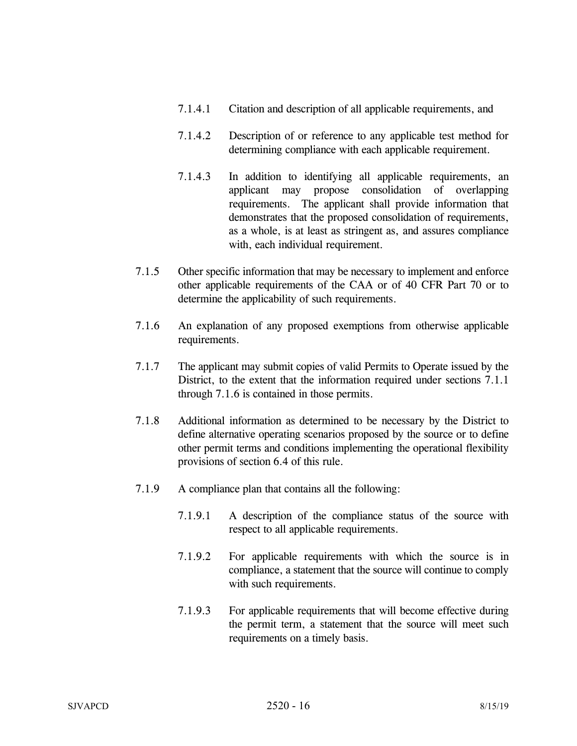7.1.4.1 Citation and description of all applicable requirements, and

7.1.4.2 Description of or reference to any applicable test method for determining compliance with each applicable requirement.

7.1.4.3 In addition to identifying all applicable requirements, an applicant may propose consolidation of overlapping requirements. The applicant shall provide information that demonstrates that the proposed consolidation of requirements, as a whole, is at least as stringent as, and assures compliance with, each individual requirement.

7.1.5 Other specific information that may be necessary to implement and enforce other applicable requirements of the CAA or of 40 CFR Part 70 or to determine the applicability of such requirements.

7.1.6 An explanation of any proposed exemptions from otherwise applicable requirements.

7.1.7 The applicant may submit copies of valid Permits to Operate issued by the District, to the extent that the information required under sections 7.1.1 through 7.1.6 is contained in those permits.

7.1.8 Additional information as determined to be necessary by the District to define alternative operating scenarios proposed by the source or to define other permit terms and conditions implementing the operational flexibility provisions of section 6.4 of this rule.

7.1.9 A compliance plan that contains all the following:

7.1.9.1 A description of the compliance status of the source with respect to all applicable requirements.

7.1.9.2 For applicable requirements with which the source is in compliance, a statement that the source will continue to comply with such requirements.

7.1.9.3 For applicable requirements that will become effective during the permit term, a statement that the source will meet such requirements on a timely basis.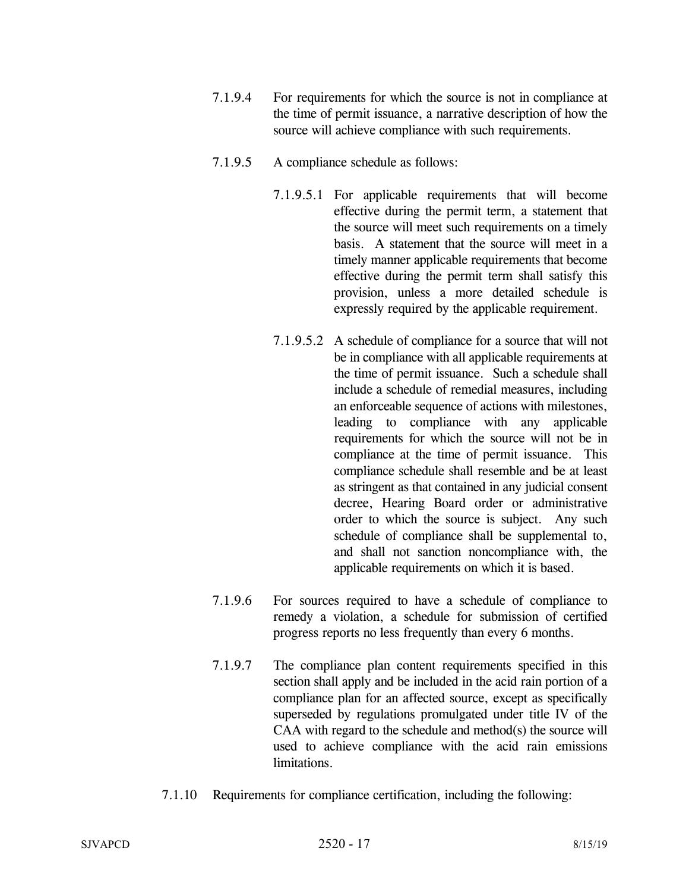7.1.9.4 For requirements for which the source is not in compliance at the time of permit issuance, a narrative description of how the source will achieve compliance with such requirements.

7.1.9.5 A compliance schedule as follows:

7.1.9.5.1 For applicable requirements that will become effective during the permit term, a statement that the source will meet such requirements on a timely basis. A statement that the source will meet in a timely manner applicable requirements that become effective during the permit term shall satisfy this provision, unless a more detailed schedule is expressly required by the applicable requirement.

7.1.9.5.2 A schedule of compliance for a source that will not be in compliance with all applicable requirements at the time of permit issuance. Such a schedule shall include a schedule of remedial measures, including an enforceable sequence of actions with milestones, leading to compliance with any applicable requirements for which the source will not be in compliance at the time of permit issuance. This compliance schedule shall resemble and be at least as stringent as that contained in any judicial consent decree, Hearing Board order or administrative order to which the source is subject. Any such schedule of compliance shall be supplemental to, and shall not sanction noncompliance with, the applicable requirements on which it is based.

7.1.9.6 For sources required to have a schedule of compliance to remedy a violation, a schedule for submission of certified progress reports no less frequently than every 6 months.

7.1.9.7 The compliance plan content requirements specified in this section shall apply and be included in the acid rain portion of a compliance plan for an affected source, except as specifically superseded by regulations promulgated under title IV of the CAA with regard to the schedule and method(s) the source will used to achieve compliance with the acid rain emissions limitations.

7.1.10 Requirements for compliance certification, including the following: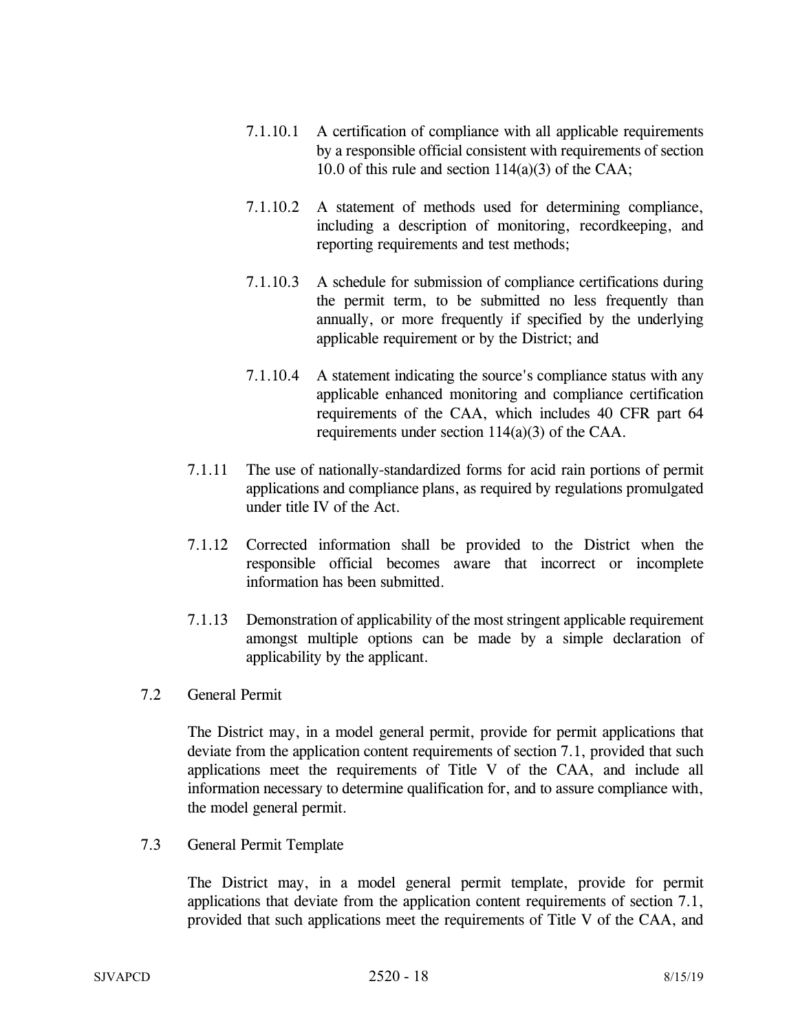7.1.10.1 A certification of compliance with all applicable requirements by a responsible official consistent with requirements of section 10.0 of this rule and section 114(a)(3) of the CAA;

7.1.10.2 A statement of methods used for determining compliance, including a description of monitoring, recordkeeping, and reporting requirements and test methods;

7.1.10.3 A schedule for submission of compliance certifications during the permit term, to be submitted no less frequently than annually, or more frequently if specified by the underlying applicable requirement or by the District; and

7.1.10.4 A statement indicating the source's compliance status with any applicable enhanced monitoring and compliance certification requirements of the CAA, which includes 40 CFR part 64 requirements under section 114(a)(3) of the CAA.

7.1.11 The use of nationally-standardized forms for acid rain portions of permit applications and compliance plans, as required by regulations promulgated under title IV of the Act.

7.1.12 Corrected information shall be provided to the District when the responsible official becomes aware that incorrect or incomplete information has been submitted.

7.1.13 Demonstration of applicability of the most stringent applicable requirement amongst multiple options can be made by a simple declaration of applicability by the applicant.

7.2 General Permit

The District may, in a model general permit, provide for permit applications that deviate from the application content requirements of section 7.1, provided that such applications meet the requirements of Title V of the CAA, and include all information necessary to determine qualification for, and to assure compliance with, the model general permit.

7.3 General Permit Template

The District may, in a model general permit template, provide for permit applications that deviate from the application content requirements of section 7.1, provided that such applications meet the requirements of Title V of the CAA, and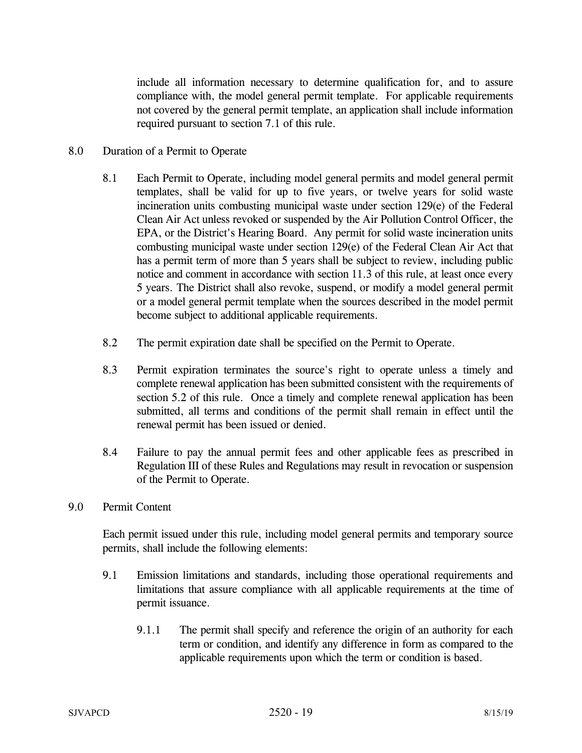include all information necessary to determine qualification for, and to assure compliance with, the model general permit template. For applicable requirements not covered by the general permit template, an application shall include information required pursuant to section 7.1 of this rule.

8.0 Duration of a Permit to Operate

8.1 Each Permit to Operate, including model general permits and model general permit templates, shall be valid for up to five years, or twelve years for solid waste incineration units combusting municipal waste under section 129(e) of the Federal Clean Air Act unless revoked or suspended by the Air Pollution Control Officer, the EPA, or the District's Hearing Board. Any permit for solid waste incineration units combusting municipal waste under section 129(e) of the Federal Clean Air Act that has a permit term of more than 5 years shall be subject to review, including public notice and comment in accordance with section 11.3 of this rule, at least once every 5 years. The District shall also revoke, suspend, or modify a model general permit or a model general permit template when the sources described in the model permit become subject to additional applicable requirements.

8.2 The permit expiration date shall be specified on the Permit to Operate.

8.3 Permit expiration terminates the source's right to operate unless a timely and complete renewal application has been submitted consistent with the requirements of section 5.2 of this rule. Once a timely and complete renewal application has been submitted, all terms and conditions of the permit shall remain in effect until the renewal permit has been issued or denied.

8.4 Failure to pay the annual permit fees and other applicable fees as prescribed in Regulation III of these Rules and Regulations may result in revocation or suspension of the Permit to Operate.

9.0 Permit Content

Each permit issued under this rule, including model general permits and temporary source permits, shall include the following elements:

9.1 Emission limitations and standards, including those operational requirements and limitations that assure compliance with all applicable requirements at the time of permit issuance.

9.1.1 The permit shall specify and reference the origin of an authority for each term or condition, and identify any difference in form as compared to the applicable requirements upon which the term or condition is based.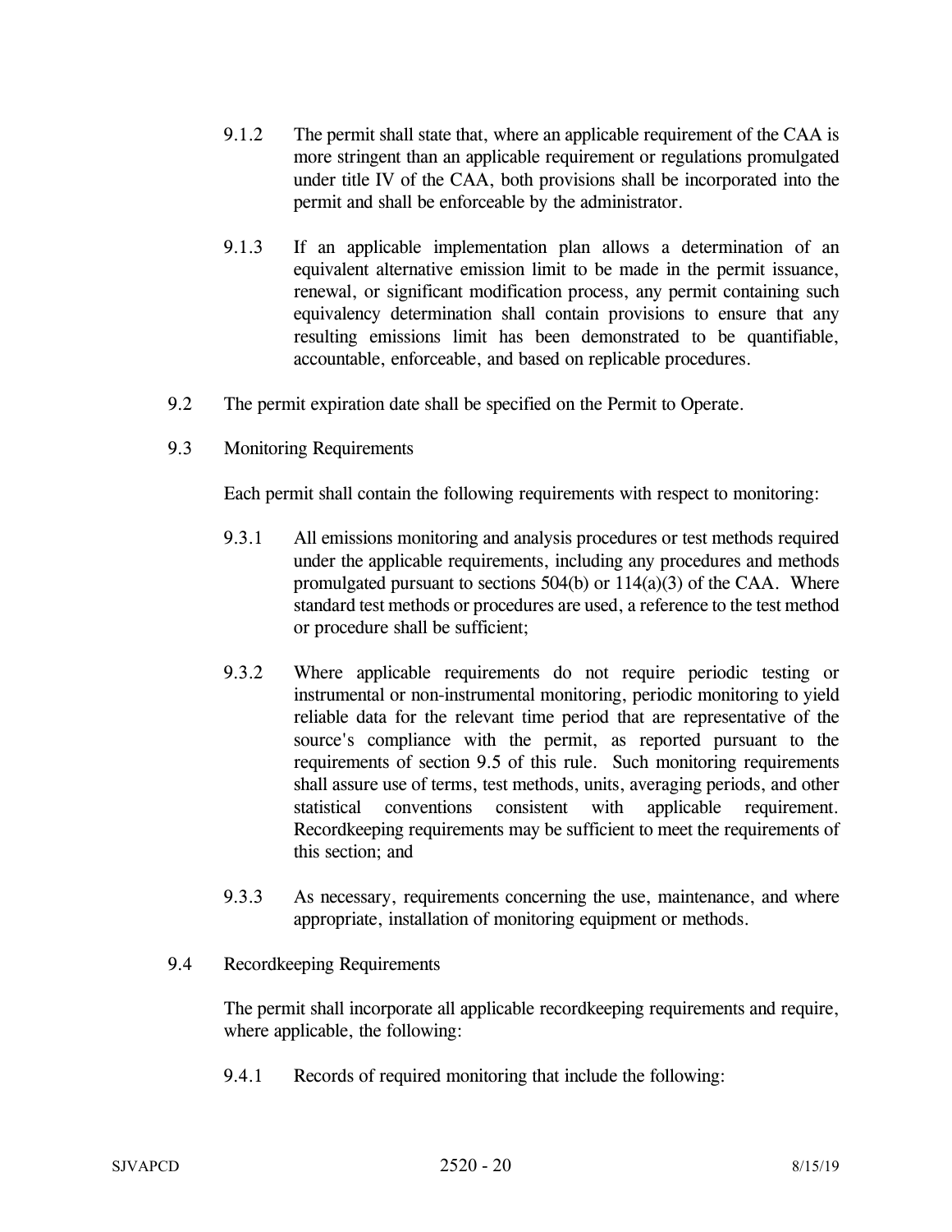9.1.2 The permit shall state that, where an applicable requirement of the CAA is more stringent than an applicable requirement or regulations promulgated under title IV of the CAA, both provisions shall be incorporated into the permit and shall be enforceable by the administrator.

9.1.3 If an applicable implementation plan allows a determination of an equivalent alternative emission limit to be made in the permit issuance, renewal, or significant modification process, any permit containing such equivalency determination shall contain provisions to ensure that any resulting emissions limit has been demonstrated to be quantifiable, accountable, enforceable, and based on replicable procedures.

9.2 The permit expiration date shall be specified on the Permit to Operate.

9.3 Monitoring Requirements

Each permit shall contain the following requirements with respect to monitoring:

9.3.1 All emissions monitoring and analysis procedures or test methods required under the applicable requirements, including any procedures and methods promulgated pursuant to sections 504(b) or 114(a)(3) of the CAA. Where standard test methods or procedures are used, a reference to the test method or procedure shall be sufficient;

9.3.2 Where applicable requirements do not require periodic testing or instrumental or non-instrumental monitoring, periodic monitoring to yield reliable data for the relevant time period that are representative of the source's compliance with the permit, as reported pursuant to the requirements of section 9.5 of this rule. Such monitoring requirements shall assure use of terms, test methods, units, averaging periods, and other statistical conventions consistent with applicable requirement. Recordkeeping requirements may be sufficient to meet the requirements of this section; and

9.3.3 As necessary, requirements concerning the use, maintenance, and where appropriate, installation of monitoring equipment or methods.

9.4 Recordkeeping Requirements

The permit shall incorporate all applicable recordkeeping requirements and require, where applicable, the following:

9.4.1 Records of required monitoring that include the following: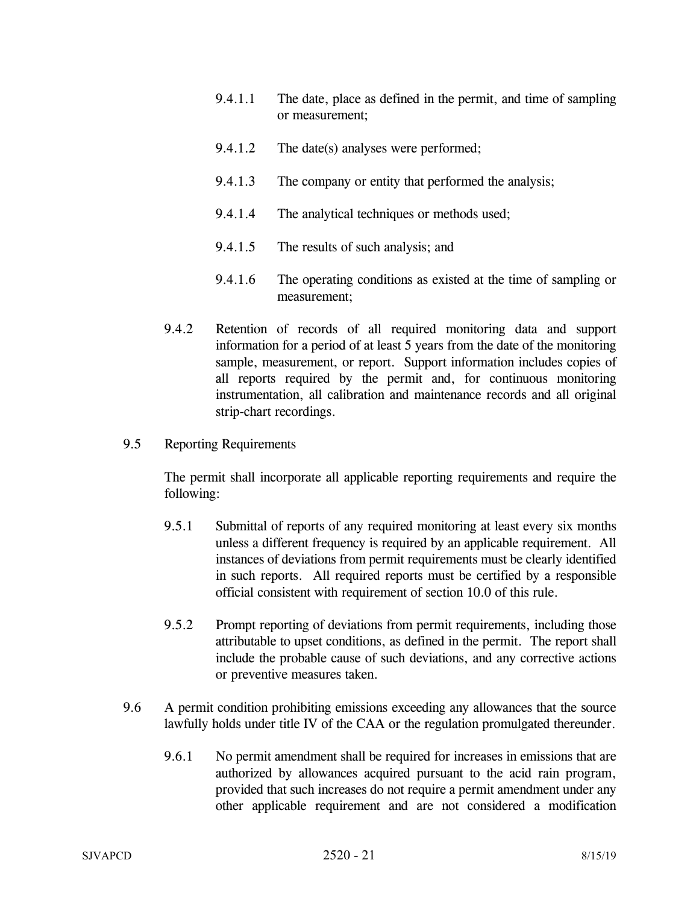9.4.1.1 The date, place as defined in the permit, and time of sampling or measurement;

9.4.1.2 The date(s) analyses were performed;

9.4.1.3 The company or entity that performed the analysis;

9.4.1.4 The analytical techniques or methods used;

9.4.1.5 The results of such analysis; and

9.4.1.6 The operating conditions as existed at the time of sampling or measurement;

9.4.2 Retention of records of all required monitoring data and support information for a period of at least 5 years from the date of the monitoring sample, measurement, or report. Support information includes copies of all reports required by the permit and, for continuous monitoring instrumentation, all calibration and maintenance records and all original strip-chart recordings.

9.5 Reporting Requirements

The permit shall incorporate all applicable reporting requirements and require the following:

9.5.1 Submittal of reports of any required monitoring at least every six months unless a different frequency is required by an applicable requirement. All instances of deviations from permit requirements must be clearly identified in such reports. All required reports must be certified by a responsible official consistent with requirement of section 10.0 of this rule.

9.5.2 Prompt reporting of deviations from permit requirements, including those attributable to upset conditions, as defined in the permit. The report shall include the probable cause of such deviations, and any corrective actions or preventive measures taken.

9.6 A permit condition prohibiting emissions exceeding any allowances that the source lawfully holds under title IV of the CAA or the regulation promulgated thereunder.

9.6.1 No permit amendment shall be required for increases in emissions that are authorized by allowances acquired pursuant to the acid rain program, provided that such increases do not require a permit amendment under any other applicable requirement and are not considered a modification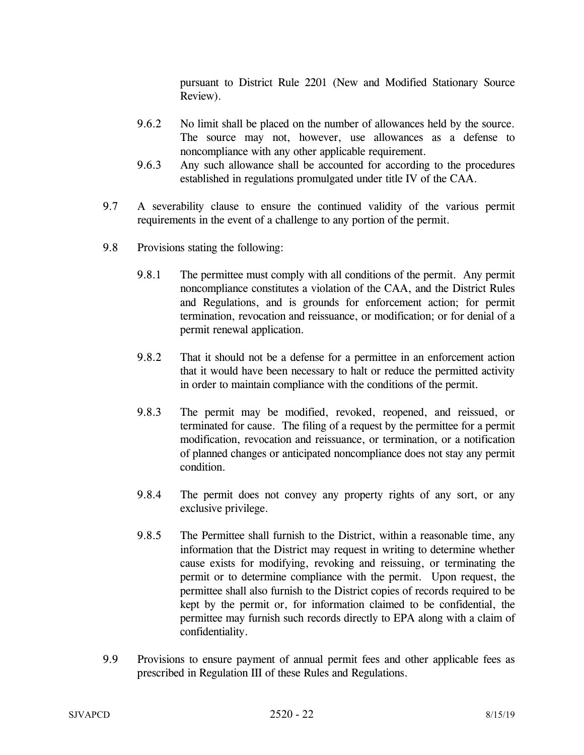pursuant to District Rule 2201 (New and Modified Stationary Source Review).

9.6.2 No limit shall be placed on the number of allowances held by the source. The source may not, however, use allowances as a defense to noncompliance with any other applicable requirement.

9.6.3 Any such allowance shall be accounted for according to the procedures established in regulations promulgated under title IV of the CAA.

9.7 A severability clause to ensure the continued validity of the various permit requirements in the event of a challenge to any portion of the permit.

9.8 Provisions stating the following:

9.8.1 The permittee must comply with all conditions of the permit. Any permit noncompliance constitutes a violation of the CAA, and the District Rules and Regulations, and is grounds for enforcement action; for permit termination, revocation and reissuance, or modification; or for denial of a permit renewal application.

9.8.2 That it should not be a defense for a permittee in an enforcement action that it would have been necessary to halt or reduce the permitted activity in order to maintain compliance with the conditions of the permit.

9.8.3 The permit may be modified, revoked, reopened, and reissued, or terminated for cause. The filing of a request by the permittee for a permit modification, revocation and reissuance, or termination, or a notification of planned changes or anticipated noncompliance does not stay any permit condition.

9.8.4 The permit does not convey any property rights of any sort, or any exclusive privilege.

9.8.5 The Permittee shall furnish to the District, within a reasonable time, any information that the District may request in writing to determine whether cause exists for modifying, revoking and reissuing, or terminating the permit or to determine compliance with the permit. Upon request, the permittee shall also furnish to the District copies of records required to be kept by the permit or, for information claimed to be confidential, the permittee may furnish such records directly to EPA along with a claim of confidentiality.

9.9 Provisions to ensure payment of annual permit fees and other applicable fees as prescribed in Regulation III of these Rules and Regulations.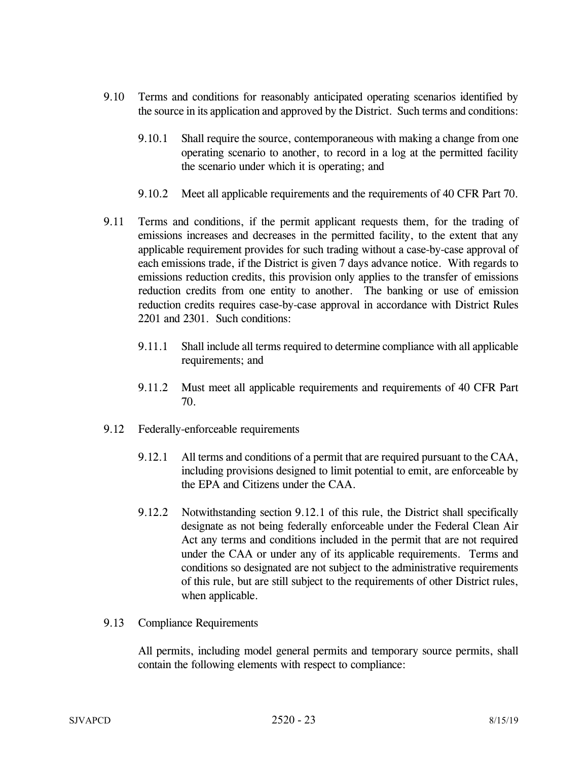9.10 Terms and conditions for reasonably anticipated operating scenarios identified by the source in its application and approved by the District. Such terms and conditions:

9.10.1 Shall require the source, contemporaneous with making a change from one operating scenario to another, to record in a log at the permitted facility the scenario under which it is operating; and

9.10.2 Meet all applicable requirements and the requirements of 40 CFR Part 70.

9.11 Terms and conditions, if the permit applicant requests them, for the trading of emissions increases and decreases in the permitted facility, to the extent that any applicable requirement provides for such trading without a case-by-case approval of each emissions trade, if the District is given 7 days advance notice. With regards to emissions reduction credits, this provision only applies to the transfer of emissions reduction credits from one entity to another. The banking or use of emission reduction credits requires case-by-case approval in accordance with District Rules 2201 and 2301. Such conditions:

9.11.1 Shall include all terms required to determine compliance with all applicable requirements; and

9.11.2 Must meet all applicable requirements and requirements of 40 CFR Part 70.

9.12 Federally-enforceable requirements

9.12.1 All terms and conditions of a permit that are required pursuant to the CAA, including provisions designed to limit potential to emit, are enforceable by the EPA and Citizens under the CAA.

9.12.2 Notwithstanding section 9.12.1 of this rule, the District shall specifically designate as not being federally enforceable under the Federal Clean Air Act any terms and conditions included in the permit that are not required under the CAA or under any of its applicable requirements. Terms and conditions so designated are not subject to the administrative requirements of this rule, but are still subject to the requirements of other District rules, when applicable.

9.13 Compliance Requirements

All permits, including model general permits and temporary source permits, shall contain the following elements with respect to compliance: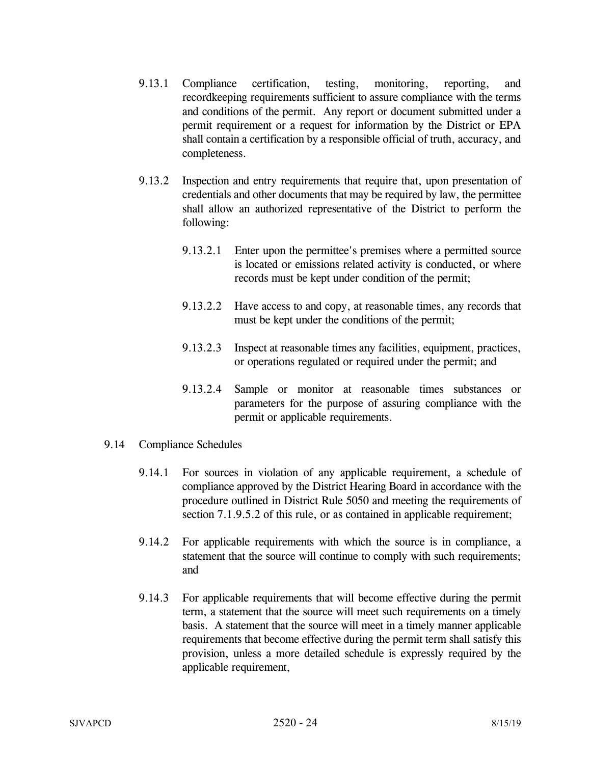9.13.1 Compliance certification, testing, monitoring, reporting, and recordkeeping requirements sufficient to assure compliance with the terms and conditions of the permit. Any report or document submitted under a permit requirement or a request for information by the District or EPA shall contain a certification by a responsible official of truth, accuracy, and completeness.

9.13.2 Inspection and entry requirements that require that, upon presentation of credentials and other documents that may be required by law, the permittee shall allow an authorized representative of the District to perform the following:

9.13.2.1 Enter upon the permittee's premises where a permitted source is located or emissions related activity is conducted, or where records must be kept under condition of the permit;

9.13.2.2 Have access to and copy, at reasonable times, any records that must be kept under the conditions of the permit;

9.13.2.3 Inspect at reasonable times any facilities, equipment, practices, or operations regulated or required under the permit; and

9.13.2.4 Sample or monitor at reasonable times substances or parameters for the purpose of assuring compliance with the permit or applicable requirements.

9.14 Compliance Schedules

9.14.1 For sources in violation of any applicable requirement, a schedule of compliance approved by the District Hearing Board in accordance with the procedure outlined in District Rule 5050 and meeting the requirements of section 7.1.9.5.2 of this rule, or as contained in applicable requirement;

9.14.2 For applicable requirements with which the source is in compliance, a statement that the source will continue to comply with such requirements; and

9.14.3 For applicable requirements that will become effective during the permit term, a statement that the source will meet such requirements on a timely basis. A statement that the source will meet in a timely manner applicable requirements that become effective during the permit term shall satisfy this provision, unless a more detailed schedule is expressly required by the applicable requirement,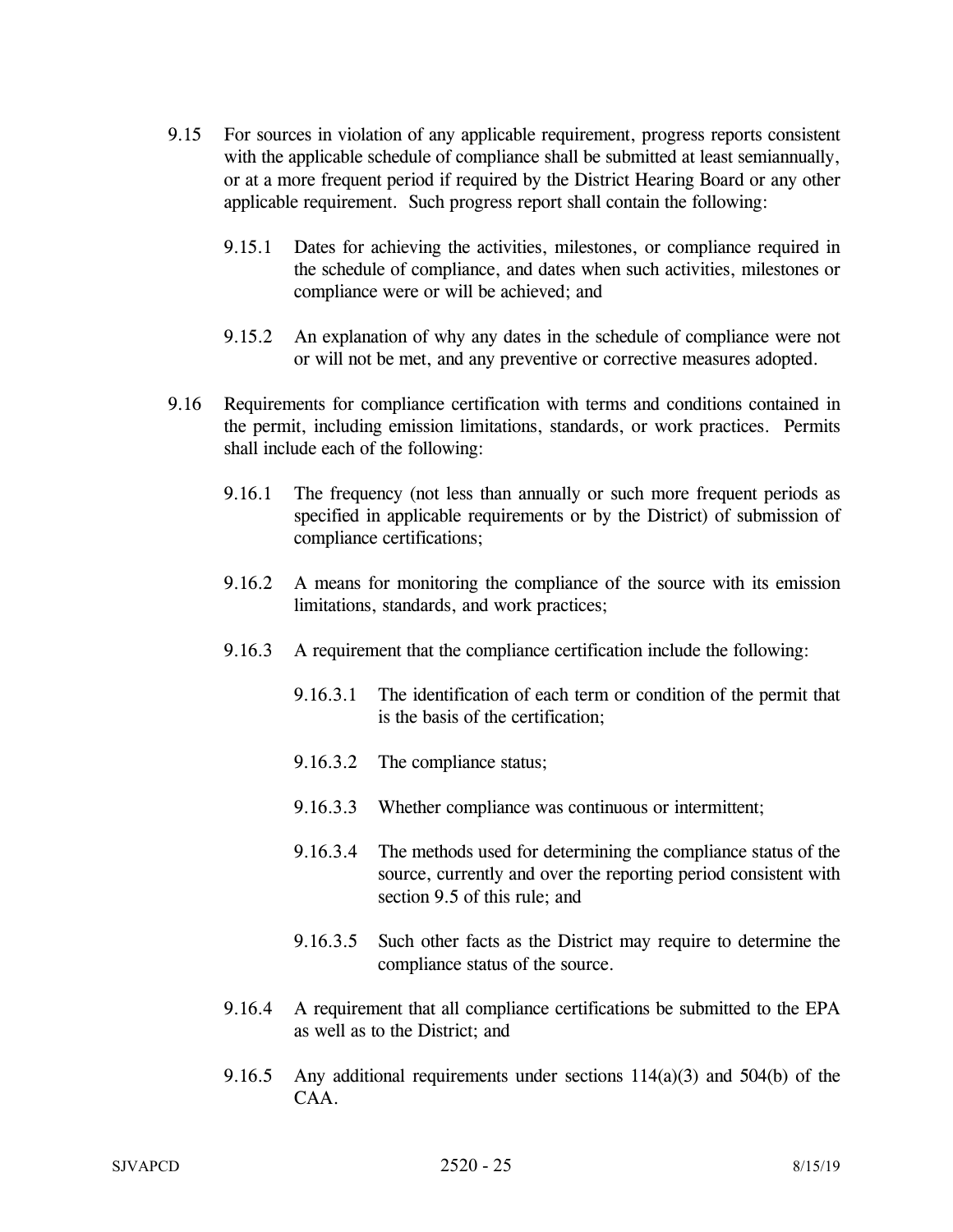9.15 For sources in violation of any applicable requirement, progress reports consistent with the applicable schedule of compliance shall be submitted at least semiannually, or at a more frequent period if required by the District Hearing Board or any other applicable requirement. Such progress report shall contain the following:

9.15.1 Dates for achieving the activities, milestones, or compliance required in the schedule of compliance, and dates when such activities, milestones or compliance were or will be achieved; and

9.15.2 An explanation of why any dates in the schedule of compliance were not or will not be met, and any preventive or corrective measures adopted.

9.16 Requirements for compliance certification with terms and conditions contained in the permit, including emission limitations, standards, or work practices. Permits shall include each of the following:

9.16.1 The frequency (not less than annually or such more frequent periods as specified in applicable requirements or by the District) of submission of compliance certifications;

9.16.2 A means for monitoring the compliance of the source with its emission limitations, standards, and work practices;

9.16.3 A requirement that the compliance certification include the following:

9.16.3.1 The identification of each term or condition of the permit that is the basis of the certification;

9.16.3.2 The compliance status;

9.16.3.3 Whether compliance was continuous or intermittent;

9.16.3.4 The methods used for determining the compliance status of the source, currently and over the reporting period consistent with section 9.5 of this rule; and

9.16.3.5 Such other facts as the District may require to determine the compliance status of the source.

9.16.4 A requirement that all compliance certifications be submitted to the EPA as well as to the District; and

9.16.5 Any additional requirements under sections 114(a)(3) and 504(b) of the CAA.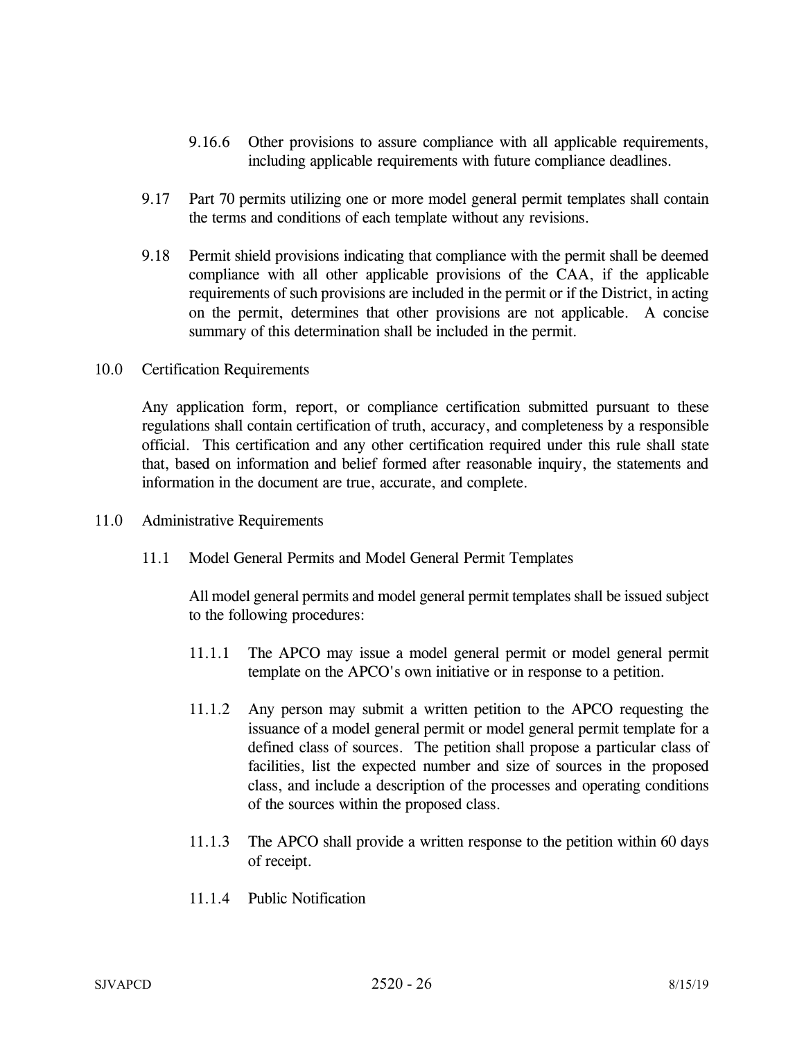9.16.6 Other provisions to assure compliance with all applicable requirements, including applicable requirements with future compliance deadlines.

9.17 Part 70 permits utilizing one or more model general permit templates shall contain the terms and conditions of each template without any revisions.

9.18 Permit shield provisions indicating that compliance with the permit shall be deemed compliance with all other applicable provisions of the CAA, if the applicable requirements of such provisions are included in the permit or if the District, in acting on the permit, determines that other provisions are not applicable. A concise summary of this determination shall be included in the permit.

## 10.0 Certification Requirements

Any application form, report, or compliance certification submitted pursuant to these regulations shall contain certification of truth, accuracy, and completeness by a responsible official. This certification and any other certification required under this rule shall state that, based on information and belief formed after reasonable inquiry, the statements and information in the document are true, accurate, and complete.

## 11.0 Administrative Requirements

### 11.1 Model General Permits and Model General Permit Templates

All model general permits and model general permit templates shall be issued subject to the following procedures:

11.1.1 The APCO may issue a model general permit or model general permit template on the APCO's own initiative or in response to a petition.

11.1.2 Any person may submit a written petition to the APCO requesting the issuance of a model general permit or model general permit template for a defined class of sources. The petition shall propose a particular class of facilities, list the expected number and size of sources in the proposed class, and include a description of the processes and operating conditions of the sources within the proposed class.

11.1.3 The APCO shall provide a written response to the petition within 60 days of receipt.

11.1.4 Public Notification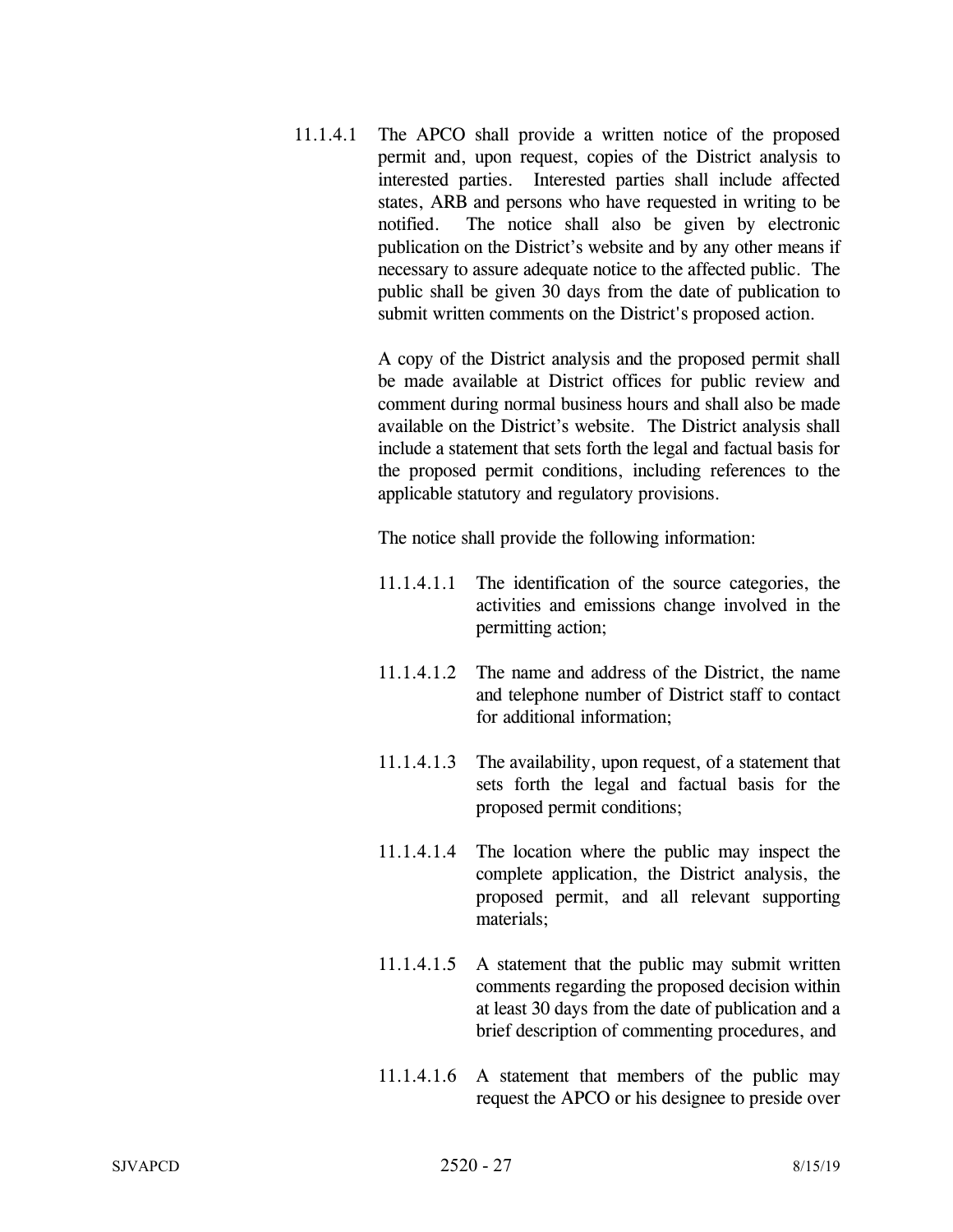11.1.4.1 The APCO shall provide a written notice of the proposed permit and, upon request, copies of the District analysis to interested parties. Interested parties shall include affected states, ARB and persons who have requested in writing to be notified. The notice shall also be given by electronic publication on the District's website and by any other means if necessary to assure adequate notice to the affected public. The public shall be given 30 days from the date of publication to submit written comments on the District's proposed action.

A copy of the District analysis and the proposed permit shall be made available at District offices for public review and comment during normal business hours and shall also be made available on the District's website. The District analysis shall include a statement that sets forth the legal and factual basis for the proposed permit conditions, including references to the applicable statutory and regulatory provisions.

The notice shall provide the following information:

11.1.4.1.1 The identification of the source categories, the activities and emissions change involved in the permitting action;

11.1.4.1.2 The name and address of the District, the name and telephone number of District staff to contact for additional information;

11.1.4.1.3 The availability, upon request, of a statement that sets forth the legal and factual basis for the proposed permit conditions;

11.1.4.1.4 The location where the public may inspect the complete application, the District analysis, the proposed permit, and all relevant supporting materials;

11.1.4.1.5 A statement that the public may submit written comments regarding the proposed decision within at least 30 days from the date of publication and a brief description of commenting procedures, and

11.1.4.1.6 A statement that members of the public may request the APCO or his designee to preside over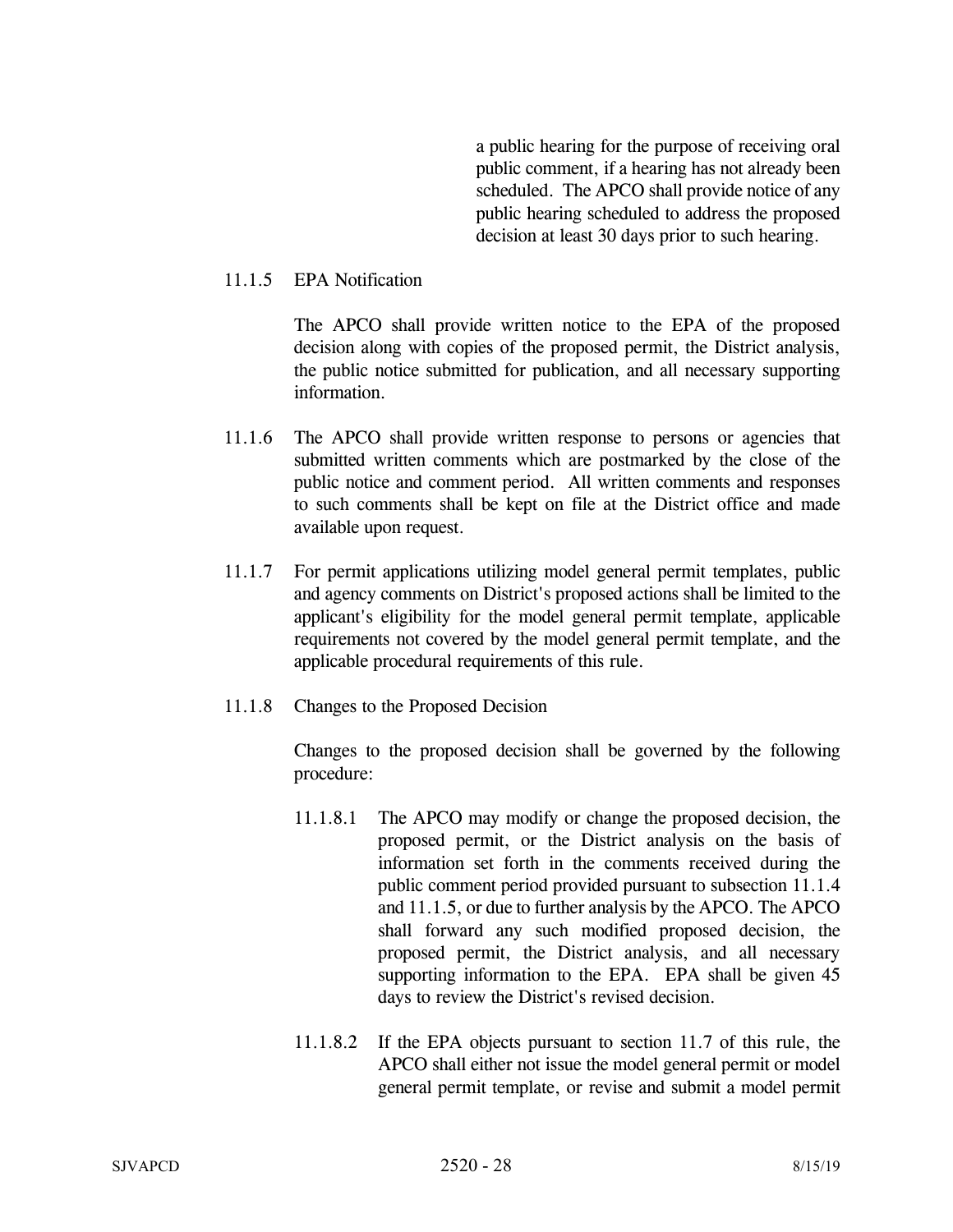a public hearing for the purpose of receiving oral public comment, if a hearing has not already been scheduled. The APCO shall provide notice of any public hearing scheduled to address the proposed decision at least 30 days prior to such hearing.

11.1.5 EPA Notification

The APCO shall provide written notice to the EPA of the proposed decision along with copies of the proposed permit, the District analysis, the public notice submitted for publication, and all necessary supporting information.

11.1.6 The APCO shall provide written response to persons or agencies that submitted written comments which are postmarked by the close of the public notice and comment period. All written comments and responses to such comments shall be kept on file at the District office and made available upon request.

11.1.7 For permit applications utilizing model general permit templates, public and agency comments on District's proposed actions shall be limited to the applicant's eligibility for the model general permit template, applicable requirements not covered by the model general permit template, and the applicable procedural requirements of this rule.

11.1.8 Changes to the Proposed Decision

Changes to the proposed decision shall be governed by the following procedure:

11.1.8.1 The APCO may modify or change the proposed decision, the proposed permit, or the District analysis on the basis of information set forth in the comments received during the public comment period provided pursuant to subsection 11.1.4 and 11.1.5, or due to further analysis by the APCO. The APCO shall forward any such modified proposed decision, the proposed permit, the District analysis, and all necessary supporting information to the EPA. EPA shall be given 45 days to review the District's revised decision.

11.1.8.2 If the EPA objects pursuant to section 11.7 of this rule, the APCO shall either not issue the model general permit or model general permit template, or revise and submit a model permit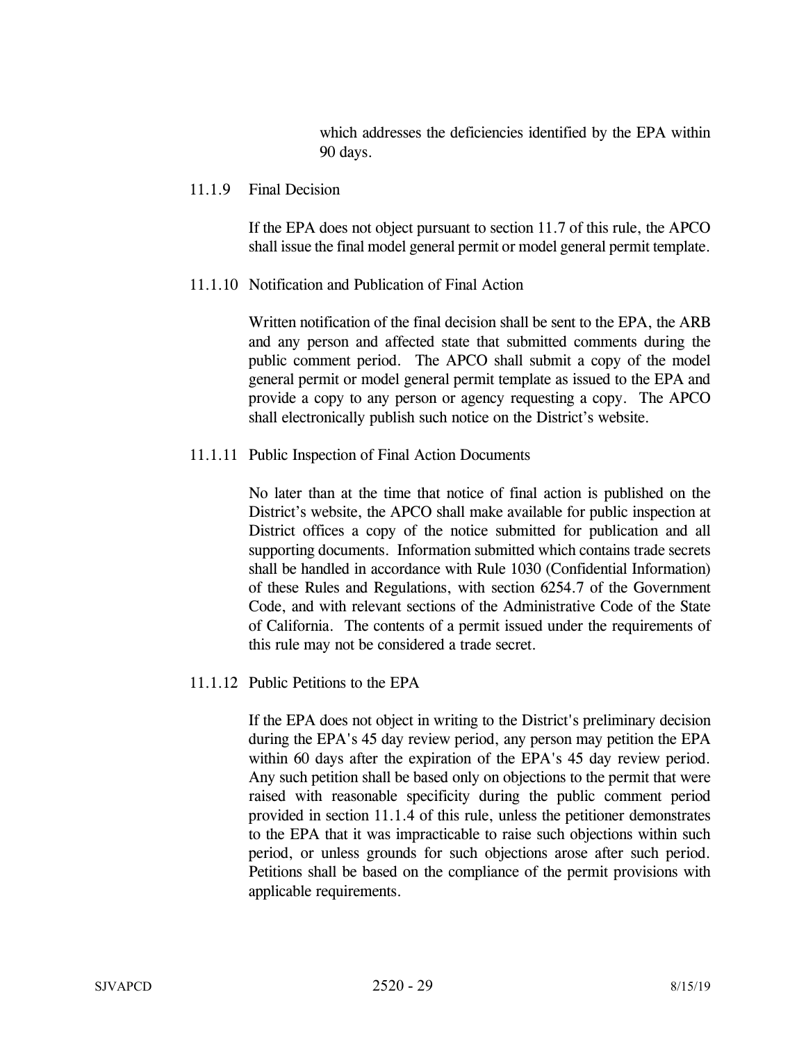which addresses the deficiencies identified by the EPA within 90 days.

11.1.9 Final Decision

If the EPA does not object pursuant to section 11.7 of this rule, the APCO shall issue the final model general permit or model general permit template.

11.1.10 Notification and Publication of Final Action

Written notification of the final decision shall be sent to the EPA, the ARB and any person and affected state that submitted comments during the public comment period. The APCO shall submit a copy of the model general permit or model general permit template as issued to the EPA and provide a copy to any person or agency requesting a copy. The APCO shall electronically publish such notice on the District's website.

11.1.11 Public Inspection of Final Action Documents

No later than at the time that notice of final action is published on the District's website, the APCO shall make available for public inspection at District offices a copy of the notice submitted for publication and all supporting documents. Information submitted which contains trade secrets shall be handled in accordance with Rule 1030 (Confidential Information) of these Rules and Regulations, with section 6254.7 of the Government Code, and with relevant sections of the Administrative Code of the State of California. The contents of a permit issued under the requirements of this rule may not be considered a trade secret.

11.1.12 Public Petitions to the EPA

If the EPA does not object in writing to the District's preliminary decision during the EPA's 45 day review period, any person may petition the EPA within 60 days after the expiration of the EPA's 45 day review period. Any such petition shall be based only on objections to the permit that were raised with reasonable specificity during the public comment period provided in section 11.1.4 of this rule, unless the petitioner demonstrates to the EPA that it was impracticable to raise such objections within such period, or unless grounds for such objections arose after such period. Petitions shall be based on the compliance of the permit provisions with applicable requirements.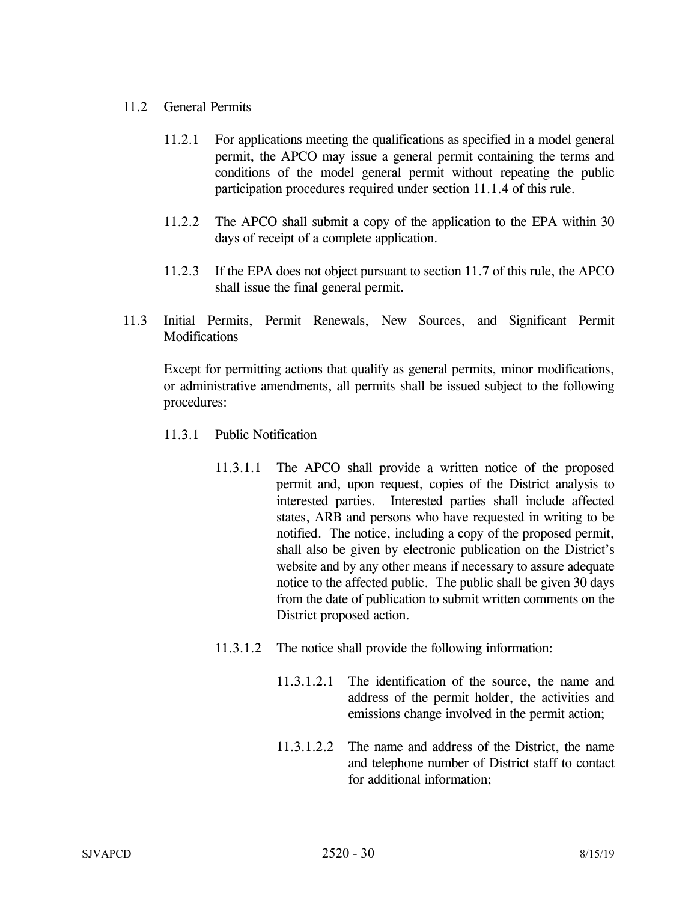11.2 General Permits

11.2.1 For applications meeting the qualifications as specified in a model general permit, the APCO may issue a general permit containing the terms and conditions of the model general permit without repeating the public participation procedures required under section 11.1.4 of this rule.

11.2.2 The APCO shall submit a copy of the application to the EPA within 30 days of receipt of a complete application.

11.2.3 If the EPA does not object pursuant to section 11.7 of this rule, the APCO shall issue the final general permit.

11.3 Initial Permits, Permit Renewals, New Sources, and Significant Permit Modifications

Except for permitting actions that qualify as general permits, minor modifications, or administrative amendments, all permits shall be issued subject to the following procedures:

11.3.1 Public Notification

11.3.1.1 The APCO shall provide a written notice of the proposed permit and, upon request, copies of the District analysis to interested parties. Interested parties shall include affected states, ARB and persons who have requested in writing to be notified. The notice, including a copy of the proposed permit, shall also be given by electronic publication on the District's website and by any other means if necessary to assure adequate notice to the affected public. The public shall be given 30 days from the date of publication to submit written comments on the District proposed action.

11.3.1.2 The notice shall provide the following information:

11.3.1.2.1 The identification of the source, the name and address of the permit holder, the activities and emissions change involved in the permit action;

11.3.1.2.2 The name and address of the District, the name and telephone number of District staff to contact for additional information;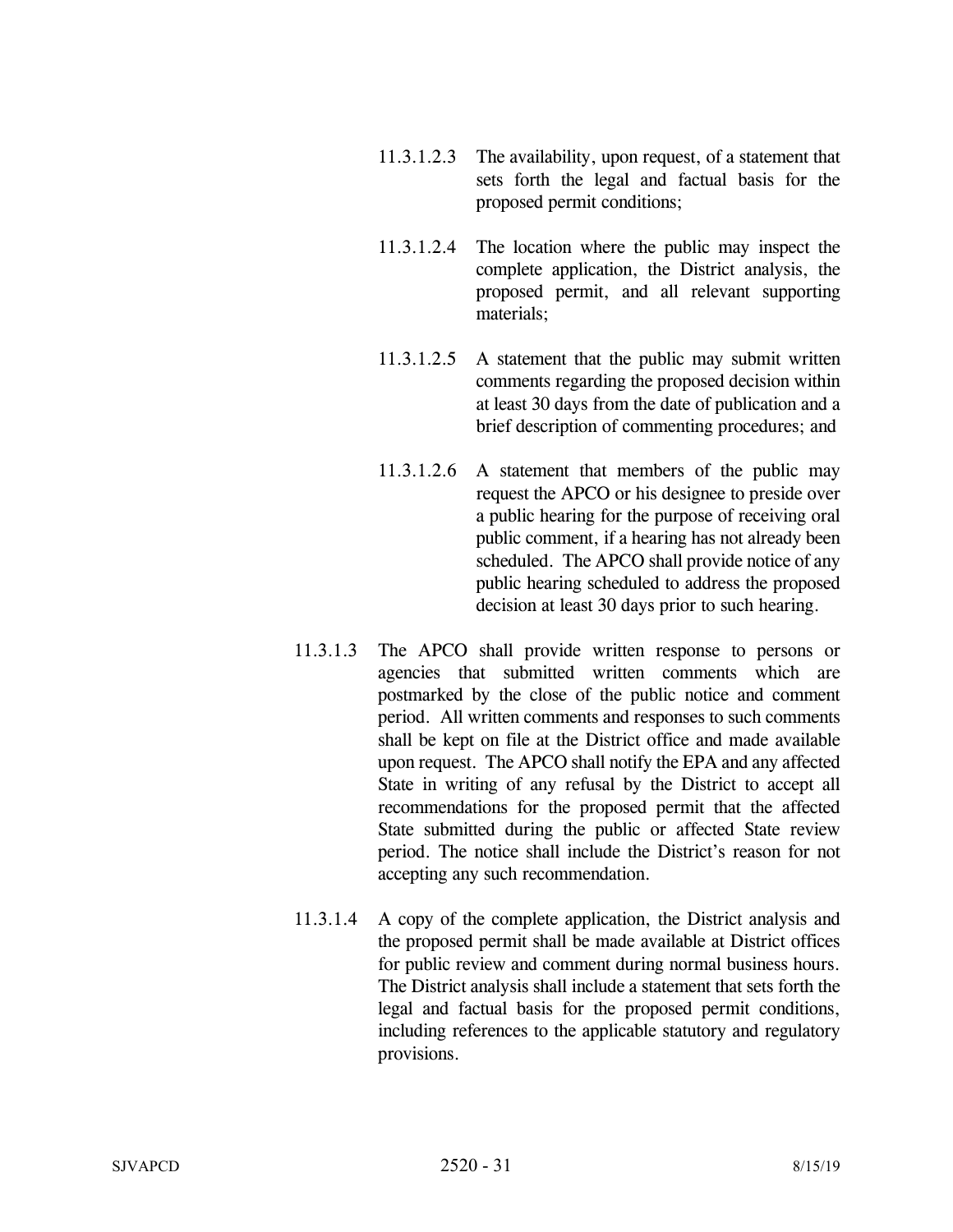11.3.1.2.3 The availability, upon request, of a statement that sets forth the legal and factual basis for the proposed permit conditions;

11.3.1.2.4 The location where the public may inspect the complete application, the District analysis, the proposed permit, and all relevant supporting materials;

11.3.1.2.5 A statement that the public may submit written comments regarding the proposed decision within at least 30 days from the date of publication and a brief description of commenting procedures; and

11.3.1.2.6 A statement that members of the public may request the APCO or his designee to preside over a public hearing for the purpose of receiving oral public comment, if a hearing has not already been scheduled. The APCO shall provide notice of any public hearing scheduled to address the proposed decision at least 30 days prior to such hearing.

11.3.1.3 The APCO shall provide written response to persons or agencies that submitted written comments which are postmarked by the close of the public notice and comment period. All written comments and responses to such comments shall be kept on file at the District office and made available upon request. The APCO shall notify the EPA and any affected State in writing of any refusal by the District to accept all recommendations for the proposed permit that the affected State submitted during the public or affected State review period. The notice shall include the District's reason for not accepting any such recommendation.

11.3.1.4 A copy of the complete application, the District analysis and the proposed permit shall be made available at District offices for public review and comment during normal business hours. The District analysis shall include a statement that sets forth the legal and factual basis for the proposed permit conditions, including references to the applicable statutory and regulatory provisions.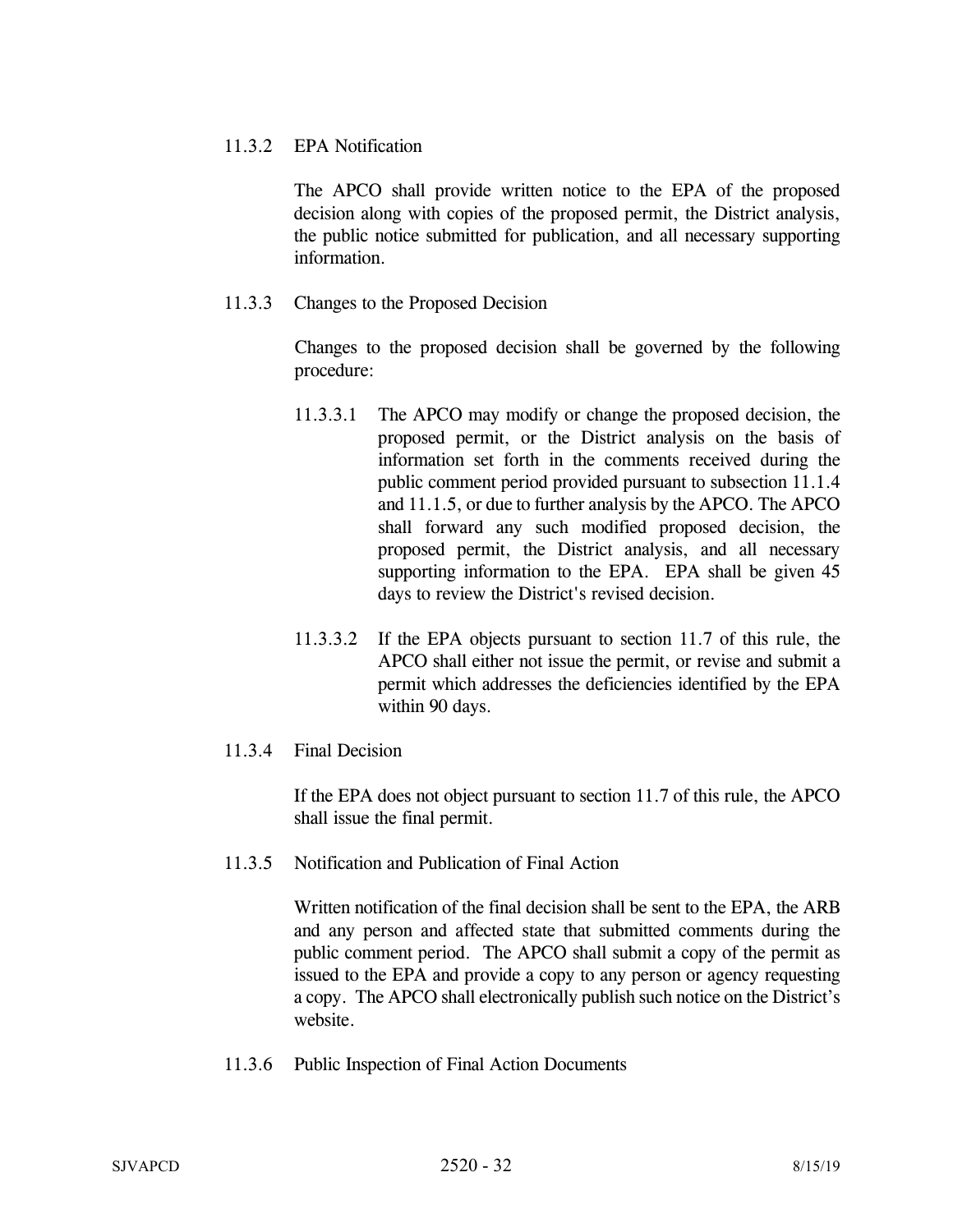11.3.2 EPA Notification

The APCO shall provide written notice to the EPA of the proposed decision along with copies of the proposed permit, the District analysis, the public notice submitted for publication, and all necessary supporting information.

11.3.3 Changes to the Proposed Decision

Changes to the proposed decision shall be governed by the following procedure:

11.3.3.1 The APCO may modify or change the proposed decision, the proposed permit, or the District analysis on the basis of information set forth in the comments received during the public comment period provided pursuant to subsection 11.1.4 and 11.1.5, or due to further analysis by the APCO. The APCO shall forward any such modified proposed decision, the proposed permit, the District analysis, and all necessary supporting information to the EPA. EPA shall be given 45 days to review the District's revised decision.

11.3.3.2 If the EPA objects pursuant to section 11.7 of this rule, the APCO shall either not issue the permit, or revise and submit a permit which addresses the deficiencies identified by the EPA within 90 days.

11.3.4 Final Decision

If the EPA does not object pursuant to section 11.7 of this rule, the APCO shall issue the final permit.

11.3.5 Notification and Publication of Final Action

Written notification of the final decision shall be sent to the EPA, the ARB and any person and affected state that submitted comments during the public comment period. The APCO shall submit a copy of the permit as issued to the EPA and provide a copy to any person or agency requesting a copy. The APCO shall electronically publish such notice on the District's website.

11.3.6 Public Inspection of Final Action Documents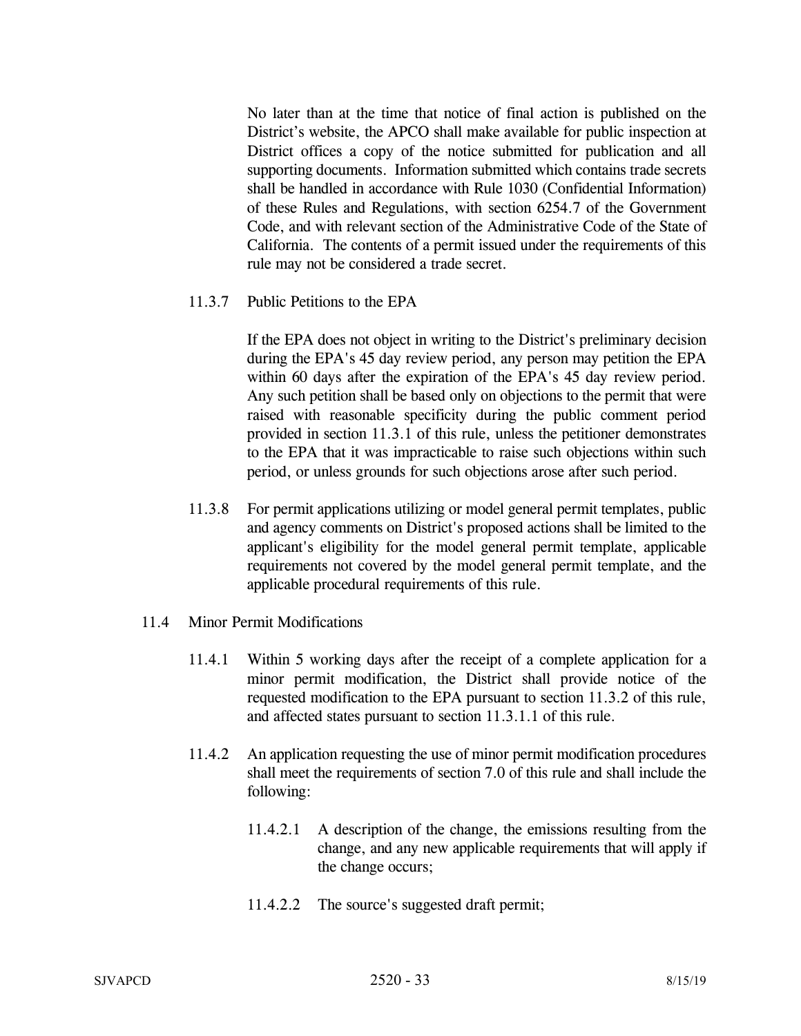No later than at the time that notice of final action is published on the District's website, the APCO shall make available for public inspection at District offices a copy of the notice submitted for publication and all supporting documents. Information submitted which contains trade secrets shall be handled in accordance with Rule 1030 (Confidential Information) of these Rules and Regulations, with section 6254.7 of the Government Code, and with relevant section of the Administrative Code of the State of California. The contents of a permit issued under the requirements of this rule may not be considered a trade secret.

11.3.7 Public Petitions to the EPA

If the EPA does not object in writing to the District's preliminary decision during the EPA's 45 day review period, any person may petition the EPA within 60 days after the expiration of the EPA's 45 day review period. Any such petition shall be based only on objections to the permit that were raised with reasonable specificity during the public comment period provided in section 11.3.1 of this rule, unless the petitioner demonstrates to the EPA that it was impracticable to raise such objections within such period, or unless grounds for such objections arose after such period.

11.3.8 For permit applications utilizing or model general permit templates, public and agency comments on District's proposed actions shall be limited to the applicant's eligibility for the model general permit template, applicable requirements not covered by the model general permit template, and the applicable procedural requirements of this rule.

11.4 Minor Permit Modifications

11.4.1 Within 5 working days after the receipt of a complete application for a minor permit modification, the District shall provide notice of the requested modification to the EPA pursuant to section 11.3.2 of this rule, and affected states pursuant to section 11.3.1.1 of this rule.

11.4.2 An application requesting the use of minor permit modification procedures shall meet the requirements of section 7.0 of this rule and shall include the following:

11.4.2.1 A description of the change, the emissions resulting from the change, and any new applicable requirements that will apply if the change occurs;

11.4.2.2 The source's suggested draft permit;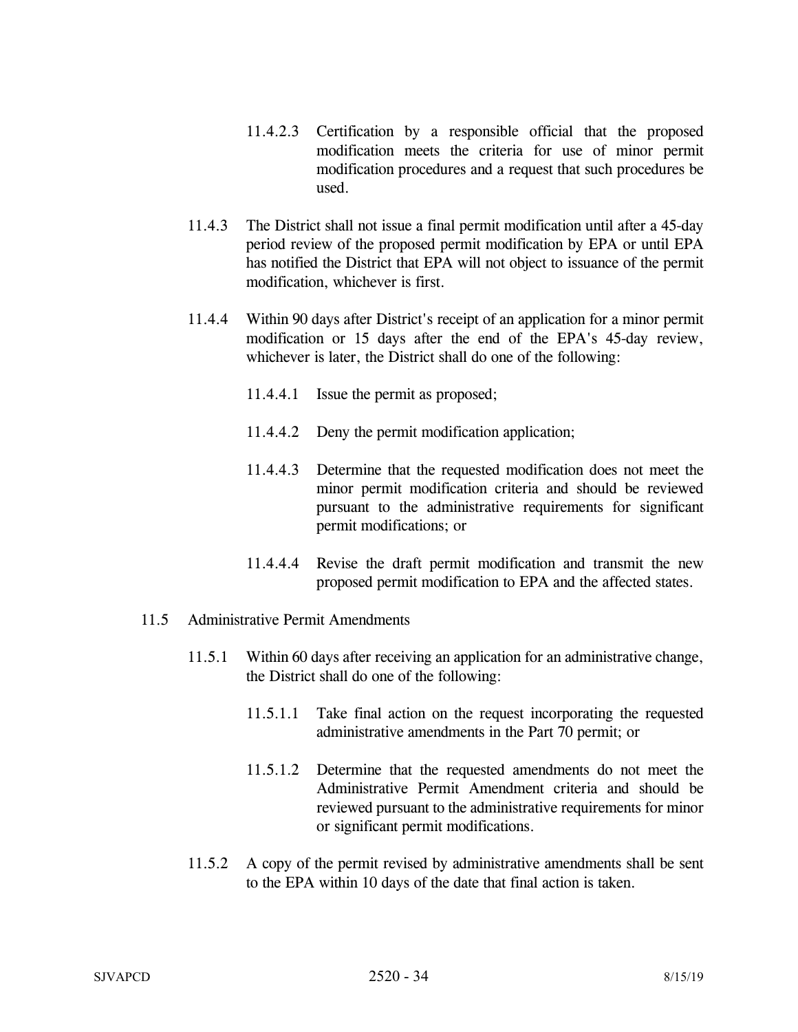11.4.2.3 Certification by a responsible official that the proposed modification meets the criteria for use of minor permit modification procedures and a request that such procedures be used.

11.4.3 The District shall not issue a final permit modification until after a 45-day period review of the proposed permit modification by EPA or until EPA has notified the District that EPA will not object to issuance of the permit modification, whichever is first.

11.4.4 Within 90 days after District's receipt of an application for a minor permit modification or 15 days after the end of the EPA's 45-day review, whichever is later, the District shall do one of the following:

11.4.4.1 Issue the permit as proposed;

11.4.4.2 Deny the permit modification application;

11.4.4.3 Determine that the requested modification does not meet the minor permit modification criteria and should be reviewed pursuant to the administrative requirements for significant permit modifications; or

11.4.4.4 Revise the draft permit modification and transmit the new proposed permit modification to EPA and the affected states.

11.5 Administrative Permit Amendments

11.5.1 Within 60 days after receiving an application for an administrative change, the District shall do one of the following:

11.5.1.1 Take final action on the request incorporating the requested administrative amendments in the Part 70 permit; or

11.5.1.2 Determine that the requested amendments do not meet the Administrative Permit Amendment criteria and should be reviewed pursuant to the administrative requirements for minor or significant permit modifications.

11.5.2 A copy of the permit revised by administrative amendments shall be sent to the EPA within 10 days of the date that final action is taken.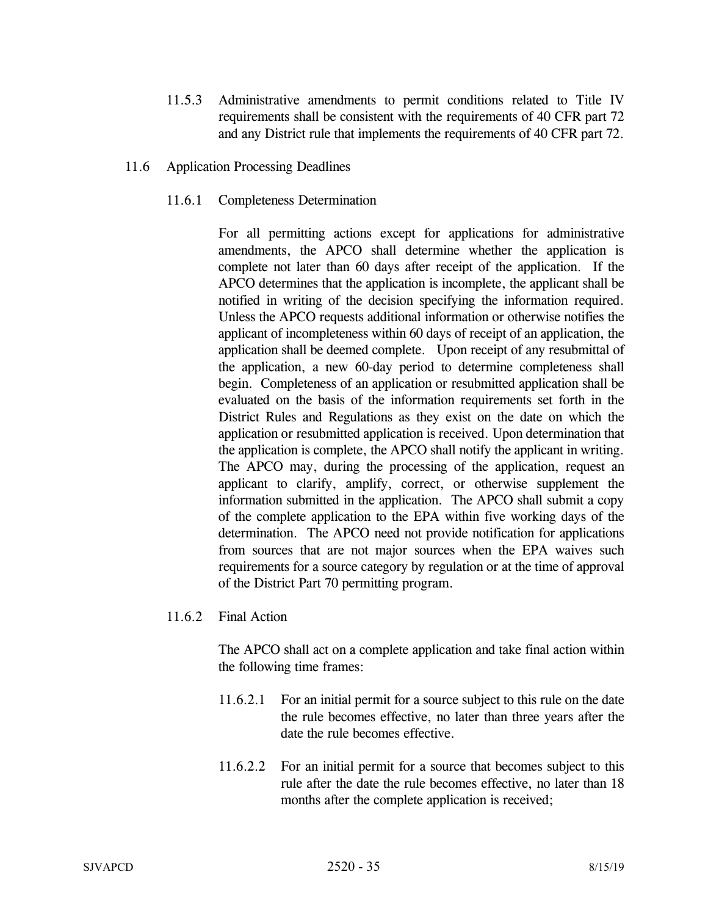11.5.3 Administrative amendments to permit conditions related to Title IV requirements shall be consistent with the requirements of 40 CFR part 72 and any District rule that implements the requirements of 40 CFR part 72.

11.6 Application Processing Deadlines

11.6.1 Completeness Determination

For all permitting actions except for applications for administrative amendments, the APCO shall determine whether the application is complete not later than 60 days after receipt of the application. If the APCO determines that the application is incomplete, the applicant shall be notified in writing of the decision specifying the information required. Unless the APCO requests additional information or otherwise notifies the applicant of incompleteness within 60 days of receipt of an application, the application shall be deemed complete. Upon receipt of any resubmittal of the application, a new 60-day period to determine completeness shall begin. Completeness of an application or resubmitted application shall be evaluated on the basis of the information requirements set forth in the District Rules and Regulations as they exist on the date on which the application or resubmitted application is received. Upon determination that the application is complete, the APCO shall notify the applicant in writing. The APCO may, during the processing of the application, request an applicant to clarify, amplify, correct, or otherwise supplement the information submitted in the application. The APCO shall submit a copy of the complete application to the EPA within five working days of the determination. The APCO need not provide notification for applications from sources that are not major sources when the EPA waives such requirements for a source category by regulation or at the time of approval of the District Part 70 permitting program.

11.6.2 Final Action

The APCO shall act on a complete application and take final action within the following time frames:

11.6.2.1 For an initial permit for a source subject to this rule on the date the rule becomes effective, no later than three years after the date the rule becomes effective.

11.6.2.2 For an initial permit for a source that becomes subject to this rule after the date the rule becomes effective, no later than 18 months after the complete application is received;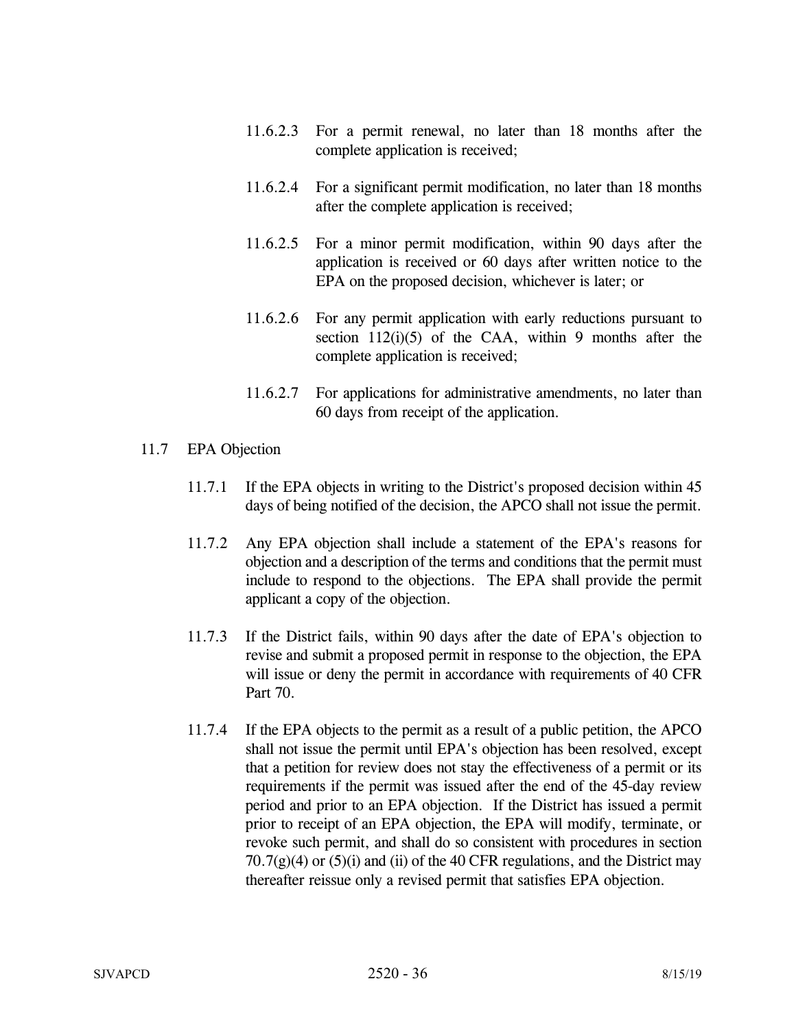11.6.2.3 For a permit renewal, no later than 18 months after the complete application is received;

11.6.2.4 For a significant permit modification, no later than 18 months after the complete application is received;

11.6.2.5 For a minor permit modification, within 90 days after the application is received or 60 days after written notice to the EPA on the proposed decision, whichever is later; or

11.6.2.6 For any permit application with early reductions pursuant to section 112(i)(5) of the CAA, within 9 months after the complete application is received;

11.6.2.7 For applications for administrative amendments, no later than 60 days from receipt of the application.

11.7 EPA Objection

11.7.1 If the EPA objects in writing to the District's proposed decision within 45 days of being notified of the decision, the APCO shall not issue the permit.

11.7.2 Any EPA objection shall include a statement of the EPA's reasons for objection and a description of the terms and conditions that the permit must include to respond to the objections. The EPA shall provide the permit applicant a copy of the objection.

11.7.3 If the District fails, within 90 days after the date of EPA's objection to revise and submit a proposed permit in response to the objection, the EPA will issue or deny the permit in accordance with requirements of 40 CFR Part 70.

11.7.4 If the EPA objects to the permit as a result of a public petition, the APCO shall not issue the permit until EPA's objection has been resolved, except that a petition for review does not stay the effectiveness of a permit or its requirements if the permit was issued after the end of the 45-day review period and prior to an EPA objection. If the District has issued a permit prior to receipt of an EPA objection, the EPA will modify, terminate, or revoke such permit, and shall do so consistent with procedures in section 70.7(g)(4) or (5)(i) and (ii) of the 40 CFR regulations, and the District may thereafter reissue only a revised permit that satisfies EPA objection.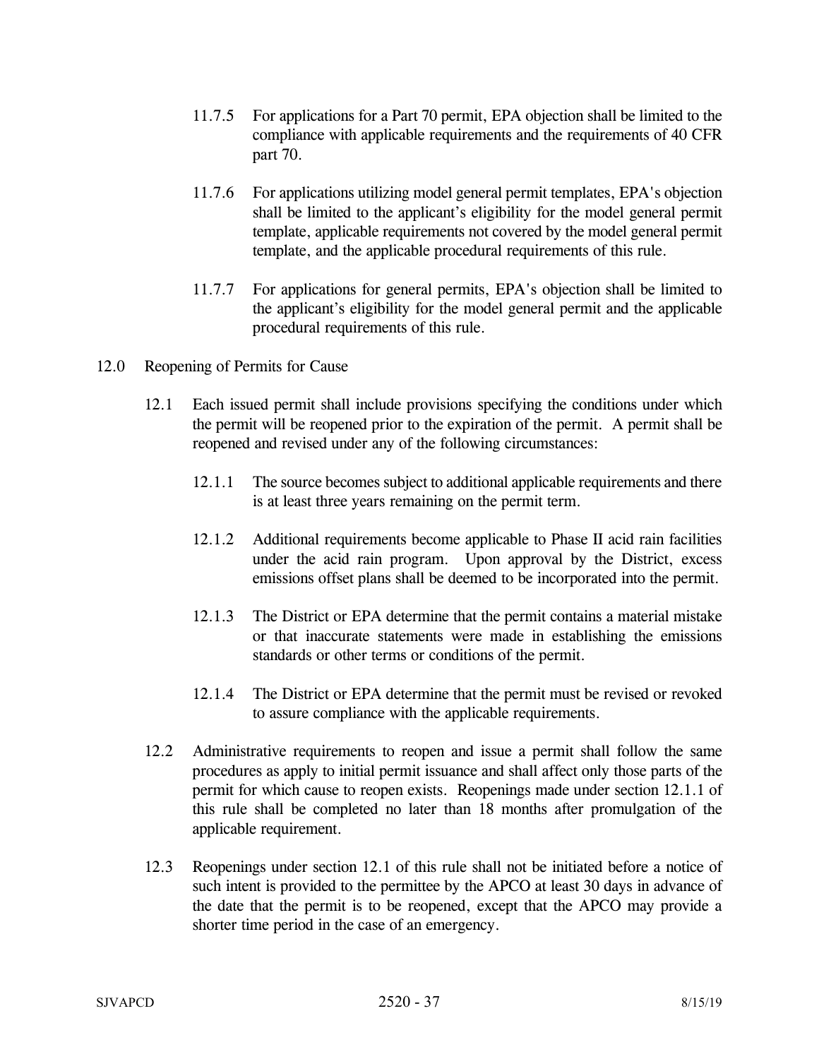11.7.5 For applications for a Part 70 permit, EPA objection shall be limited to the compliance with applicable requirements and the requirements of 40 CFR part 70.

11.7.6 For applications utilizing model general permit templates, EPA's objection shall be limited to the applicant's eligibility for the model general permit template, applicable requirements not covered by the model general permit template, and the applicable procedural requirements of this rule.

11.7.7 For applications for general permits, EPA's objection shall be limited to the applicant's eligibility for the model general permit and the applicable procedural requirements of this rule.

## 12.0 Reopening of Permits for Cause

12.1 Each issued permit shall include provisions specifying the conditions under which the permit will be reopened prior to the expiration of the permit. A permit shall be reopened and revised under any of the following circumstances:

12.1.1 The source becomes subject to additional applicable requirements and there is at least three years remaining on the permit term.

12.1.2 Additional requirements become applicable to Phase II acid rain facilities under the acid rain program. Upon approval by the District, excess emissions offset plans shall be deemed to be incorporated into the permit.

12.1.3 The District or EPA determine that the permit contains a material mistake or that inaccurate statements were made in establishing the emissions standards or other terms or conditions of the permit.

12.1.4 The District or EPA determine that the permit must be revised or revoked to assure compliance with the applicable requirements.

12.2 Administrative requirements to reopen and issue a permit shall follow the same procedures as apply to initial permit issuance and shall affect only those parts of the permit for which cause to reopen exists. Reopenings made under section 12.1.1 of this rule shall be completed no later than 18 months after promulgation of the applicable requirement.

12.3 Reopenings under section 12.1 of this rule shall not be initiated before a notice of such intent is provided to the permittee by the APCO at least 30 days in advance of the date that the permit is to be reopened, except that the APCO may provide a shorter time period in the case of an emergency.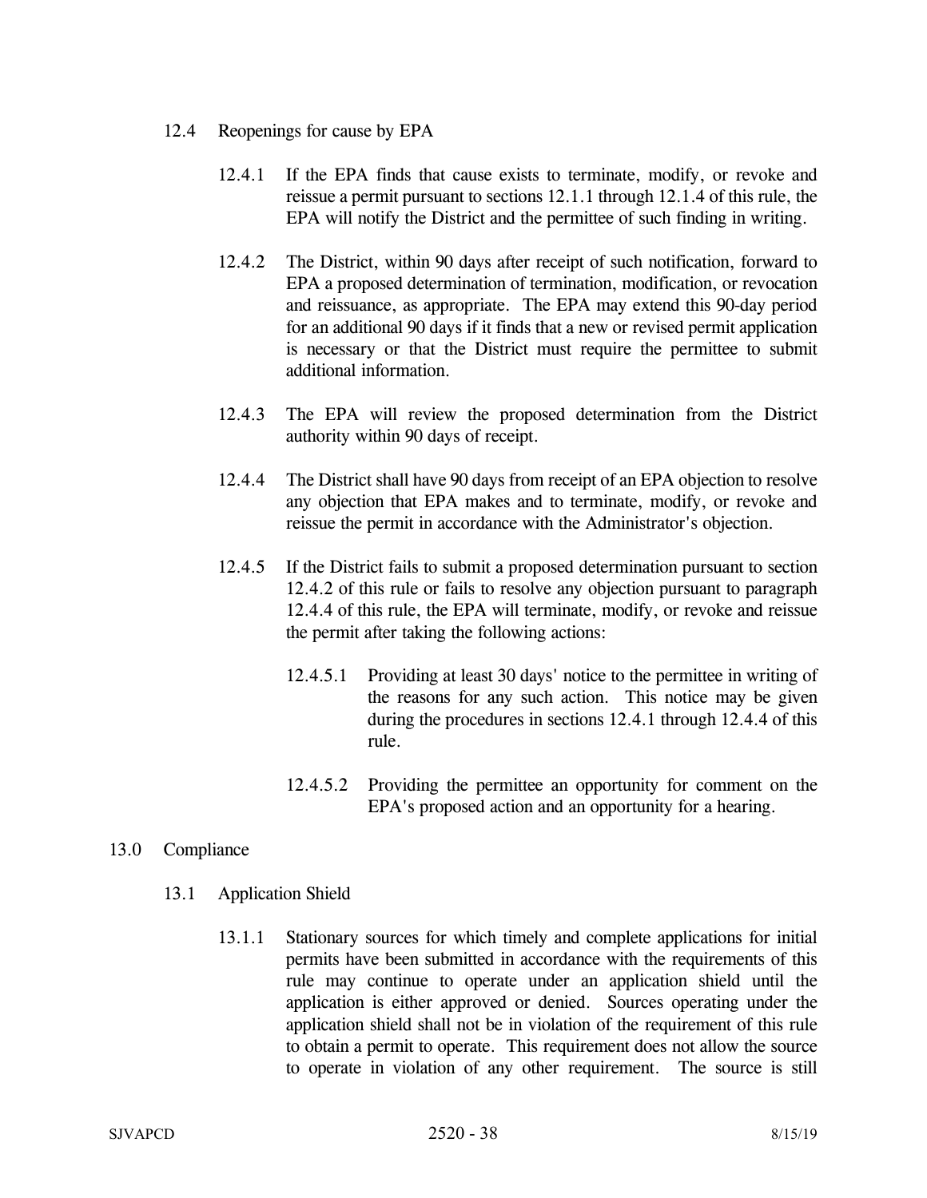12.4 Reopenings for cause by EPA

12.4.1 If the EPA finds that cause exists to terminate, modify, or revoke and reissue a permit pursuant to sections 12.1.1 through 12.1.4 of this rule, the EPA will notify the District and the permittee of such finding in writing.

12.4.2 The District, within 90 days after receipt of such notification, forward to EPA a proposed determination of termination, modification, or revocation and reissuance, as appropriate. The EPA may extend this 90-day period for an additional 90 days if it finds that a new or revised permit application is necessary or that the District must require the permittee to submit additional information.

12.4.3 The EPA will review the proposed determination from the District authority within 90 days of receipt.

12.4.4 The District shall have 90 days from receipt of an EPA objection to resolve any objection that EPA makes and to terminate, modify, or revoke and reissue the permit in accordance with the Administrator's objection.

12.4.5 If the District fails to submit a proposed determination pursuant to section 12.4.2 of this rule or fails to resolve any objection pursuant to paragraph 12.4.4 of this rule, the EPA will terminate, modify, or revoke and reissue the permit after taking the following actions:

12.4.5.1 Providing at least 30 days' notice to the permittee in writing of the reasons for any such action. This notice may be given during the procedures in sections 12.4.1 through 12.4.4 of this rule.

12.4.5.2 Providing the permittee an opportunity for comment on the EPA's proposed action and an opportunity for a hearing.

13.0 Compliance

13.1 Application Shield

13.1.1 Stationary sources for which timely and complete applications for initial permits have been submitted in accordance with the requirements of this rule may continue to operate under an application shield until the application is either approved or denied. Sources operating under the application shield shall not be in violation of the requirement of this rule to obtain a permit to operate. This requirement does not allow the source to operate in violation of any other requirement. The source is still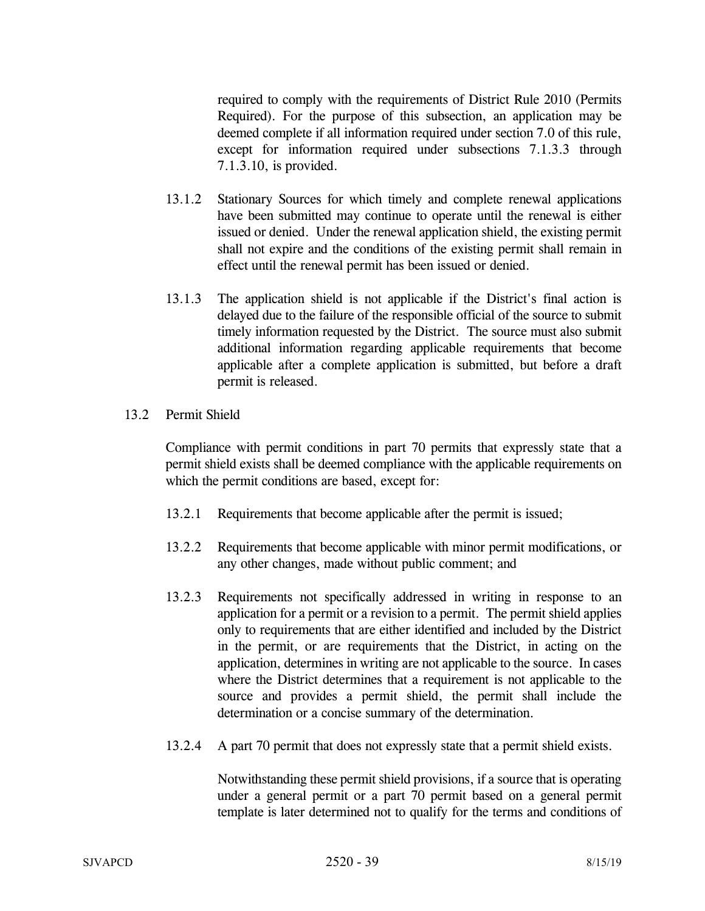required to comply with the requirements of District Rule 2010 (Permits Required). For the purpose of this subsection, an application may be deemed complete if all information required under section 7.0 of this rule, except for information required under subsections 7.1.3.3 through 7.1.3.10, is provided.

13.1.2 Stationary Sources for which timely and complete renewal applications have been submitted may continue to operate until the renewal is either issued or denied. Under the renewal application shield, the existing permit shall not expire and the conditions of the existing permit shall remain in effect until the renewal permit has been issued or denied.

13.1.3 The application shield is not applicable if the District's final action is delayed due to the failure of the responsible official of the source to submit timely information requested by the District. The source must also submit additional information regarding applicable requirements that become applicable after a complete application is submitted, but before a draft permit is released.

13.2 Permit Shield

Compliance with permit conditions in part 70 permits that expressly state that a permit shield exists shall be deemed compliance with the applicable requirements on which the permit conditions are based, except for:

13.2.1 Requirements that become applicable after the permit is issued;

13.2.2 Requirements that become applicable with minor permit modifications, or any other changes, made without public comment; and

13.2.3 Requirements not specifically addressed in writing in response to an application for a permit or a revision to a permit. The permit shield applies only to requirements that are either identified and included by the District in the permit, or are requirements that the District, in acting on the application, determines in writing are not applicable to the source. In cases where the District determines that a requirement is not applicable to the source and provides a permit shield, the permit shall include the determination or a concise summary of the determination.

13.2.4 A part 70 permit that does not expressly state that a permit shield exists.

Notwithstanding these permit shield provisions, if a source that is operating under a general permit or a part 70 permit based on a general permit template is later determined not to qualify for the terms and conditions of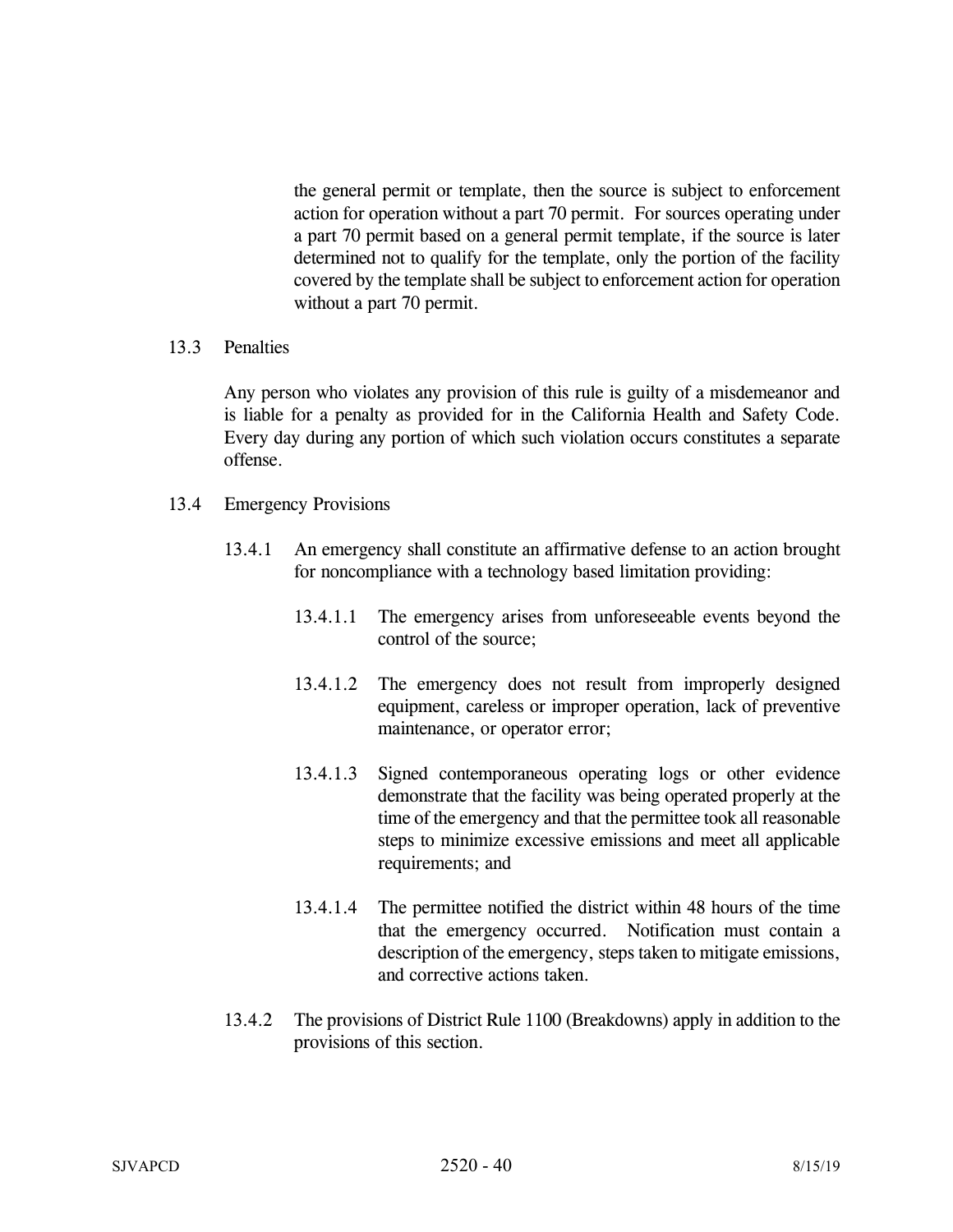the general permit or template, then the source is subject to enforcement action for operation without a part 70 permit. For sources operating under a part 70 permit based on a general permit template, if the source is later determined not to qualify for the template, only the portion of the facility covered by the template shall be subject to enforcement action for operation without a part 70 permit.

13.3 Penalties

Any person who violates any provision of this rule is guilty of a misdemeanor and is liable for a penalty as provided for in the California Health and Safety Code. Every day during any portion of which such violation occurs constitutes a separate offense.

13.4 Emergency Provisions

13.4.1 An emergency shall constitute an affirmative defense to an action brought for noncompliance with a technology based limitation providing:

13.4.1.1 The emergency arises from unforeseeable events beyond the control of the source;

13.4.1.2 The emergency does not result from improperly designed equipment, careless or improper operation, lack of preventive maintenance, or operator error;

13.4.1.3 Signed contemporaneous operating logs or other evidence demonstrate that the facility was being operated properly at the time of the emergency and that the permittee took all reasonable steps to minimize excessive emissions and meet all applicable requirements; and

13.4.1.4 The permittee notified the district within 48 hours of the time that the emergency occurred. Notification must contain a description of the emergency, steps taken to mitigate emissions, and corrective actions taken.

13.4.2 The provisions of District Rule 1100 (Breakdowns) apply in addition to the provisions of this section.